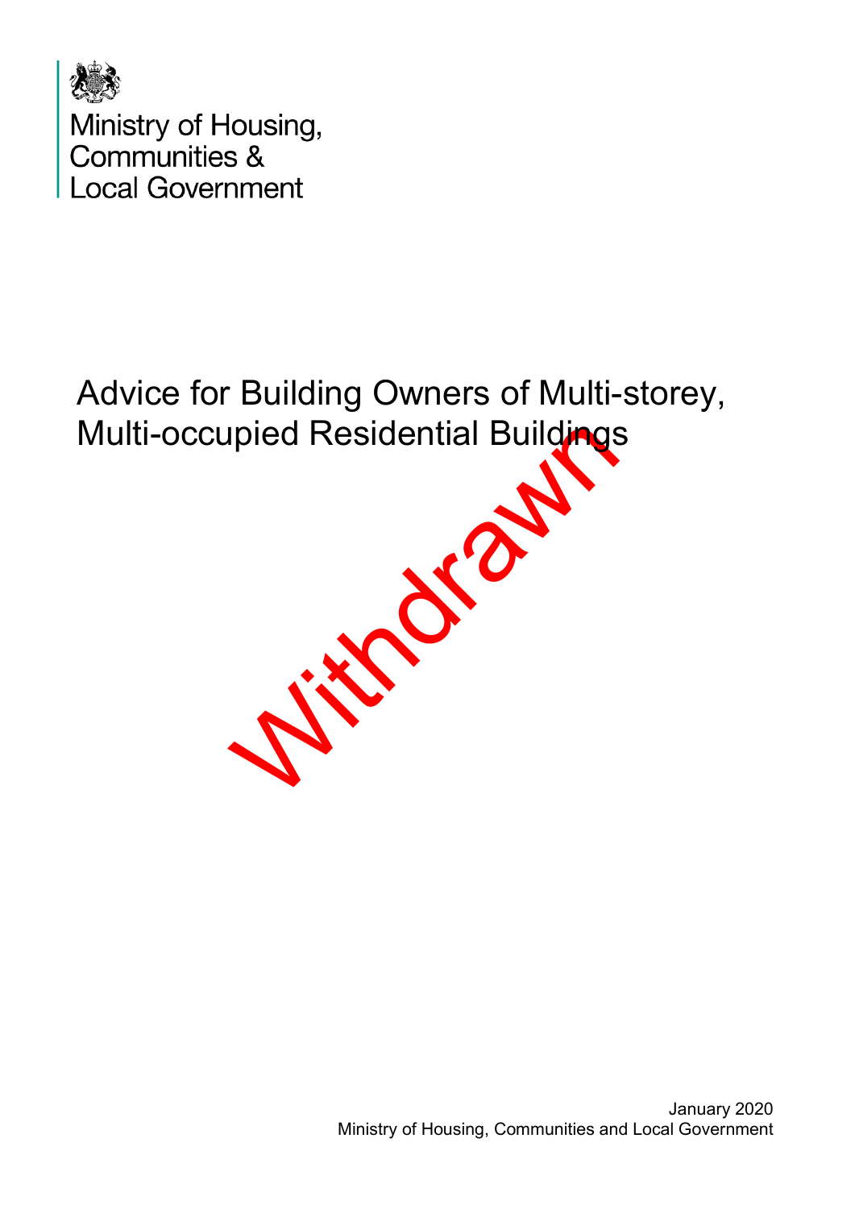Ministry of Housing, Communities & Local Government

# Advice for Building Owners of Multi-storey, Multi-occupied Residential Buildings

Withdrawn

January 2020
Ministry of Housing, Communities and Local Government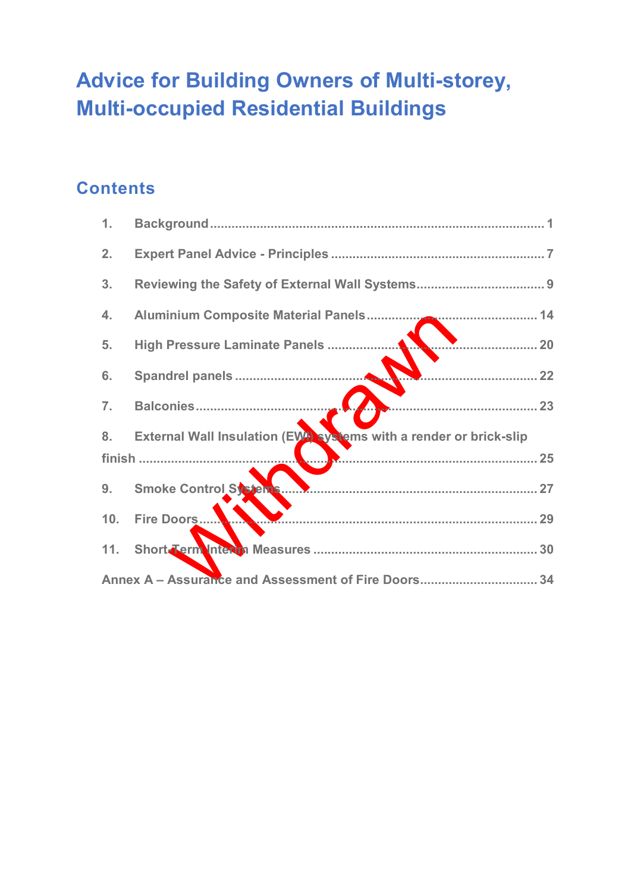# Advice for Building Owners of Multi-storey, Multi-occupied Residential Buildings

## Contents

1. Background ........................................................................................ 1
2. Expert Panel Advice - Principles ........................................................ 7
3. Reviewing the Safety of External Wall Systems ................................. 9
4. Aluminium Composite Material Panels ............................................. 14
5. High Pressure Laminate Panels ........................................................ 20
6. Spandrel panels ................................................................................ 22
7. Balconies .......................................................................................... 23
8. External Wall Insulation (EWI) systems with a render or brick-slip finish .................................................................................................... 25
9. Smoke Control Systems .................................................................... 27
10. Fire Doors ......................................................................................... 29
11. Short-Term Interim Measures .......................................................... 30

Annex A – Assurance and Assessment of Fire Doors ............................. 34

Withdrawn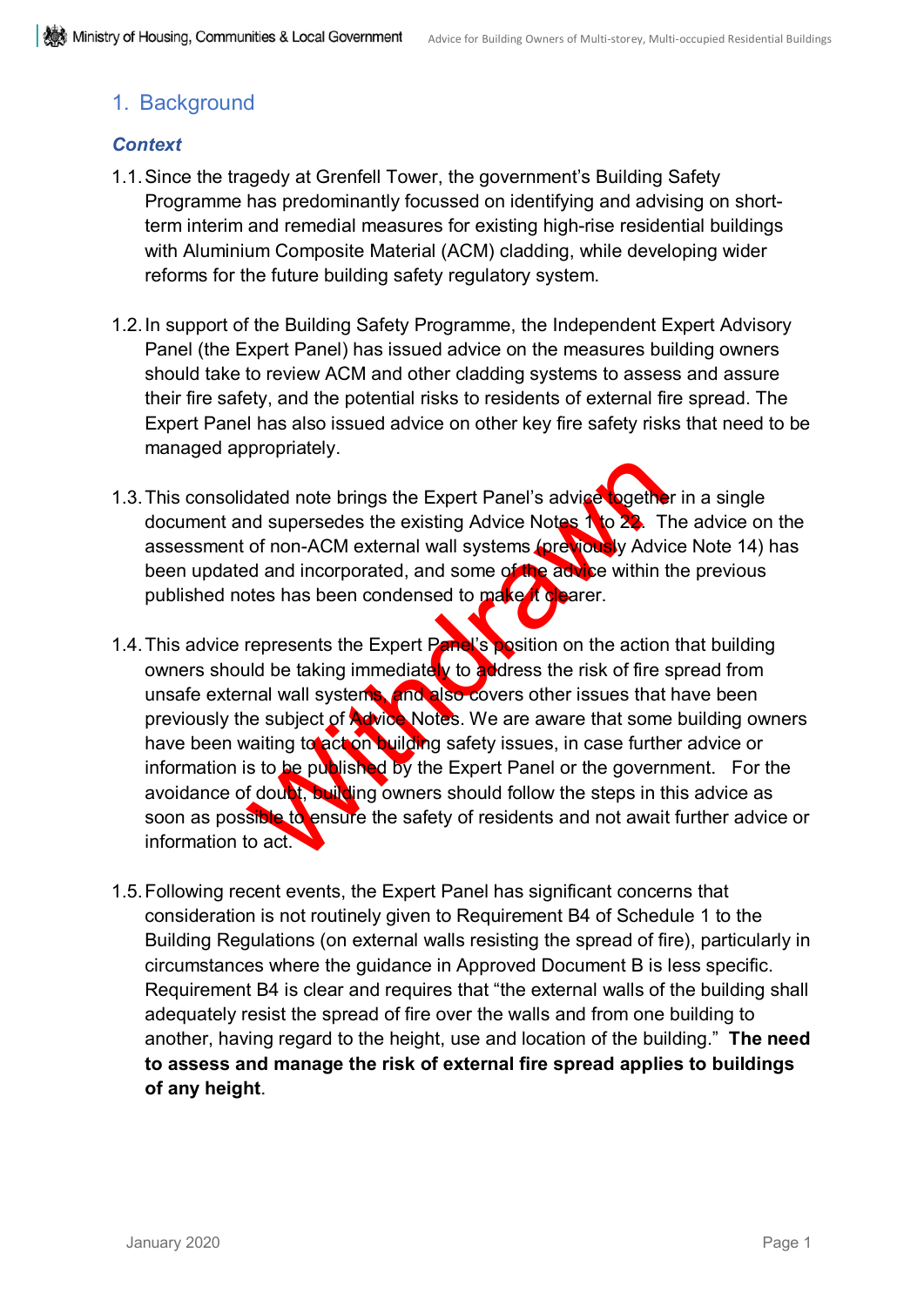## 1. Background

### *Context*

1.1. Since the tragedy at Grenfell Tower, the government's Building Safety Programme has predominantly focussed on identifying and advising on short-term interim and remedial measures for existing high-rise residential buildings with Aluminium Composite Material (ACM) cladding, while developing wider reforms for the future building safety regulatory system.

1.2. In support of the Building Safety Programme, the Independent Expert Advisory Panel (the Expert Panel) has issued advice on the measures building owners should take to review ACM and other cladding systems to assess and assure their fire safety, and the potential risks to residents of external fire spread. The Expert Panel has also issued advice on other key fire safety risks that need to be managed appropriately.

1.3. This consolidated note brings the Expert Panel's advice together in a single document and supersedes the existing Advice Notes 1 to 22. The advice on the assessment of non-ACM external wall systems (previously Advice Note 14) has been updated and incorporated, and some of the advice within the previous published notes has been condensed to make it clearer.

1.4. This advice represents the Expert Panel's position on the action that building owners should be taking immediately to address the risk of fire spread from unsafe external wall systems, and also covers other issues that have been previously the subject of Advice Notes. We are aware that some building owners have been waiting to act on building safety issues, in case further advice or information is to be published by the Expert Panel or the government. For the avoidance of doubt, building owners should follow the steps in this advice as soon as possible to ensure the safety of residents and not await further advice or information to act.

1.5. Following recent events, the Expert Panel has significant concerns that consideration is not routinely given to Requirement B4 of Schedule 1 to the Building Regulations (on external walls resisting the spread of fire), particularly in circumstances where the guidance in Approved Document B is less specific. Requirement B4 is clear and requires that "the external walls of the building shall adequately resist the spread of fire over the walls and from one building to another, having regard to the height, use and location of the building." **The need to assess and manage the risk of external fire spread applies to buildings of any height**.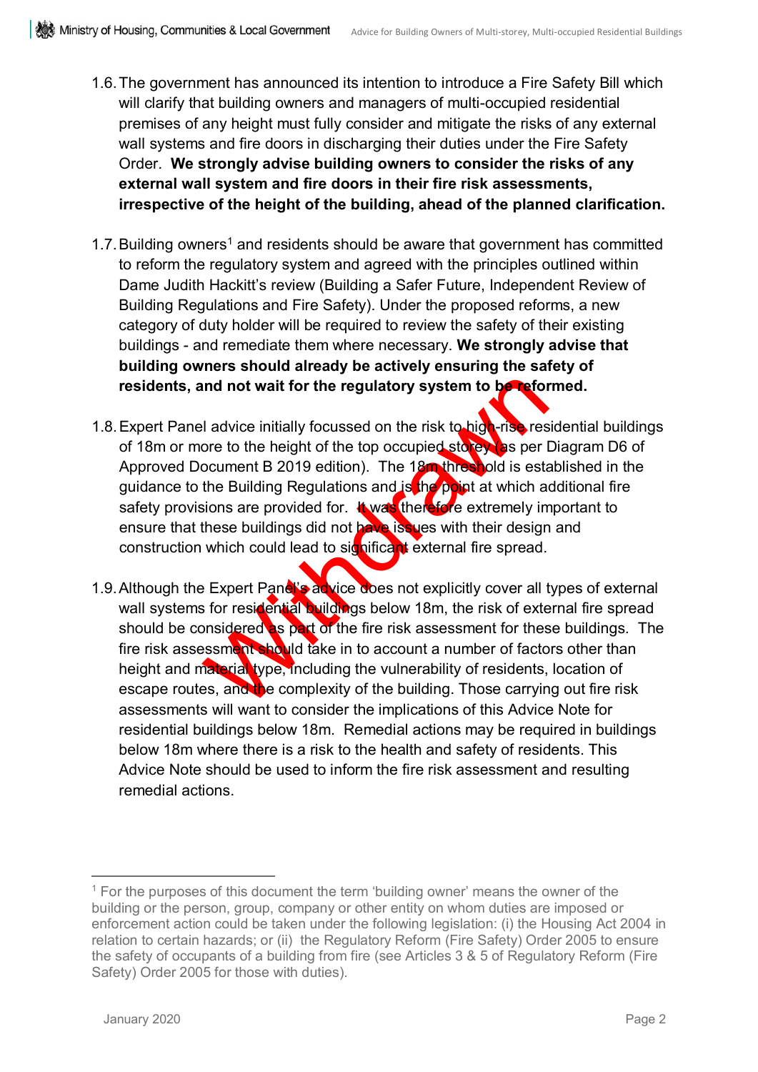1.6. The government has announced its intention to introduce a Fire Safety Bill which will clarify that building owners and managers of multi-occupied residential premises of any height must fully consider and mitigate the risks of any external wall systems and fire doors in discharging their duties under the Fire Safety Order. **We strongly advise building owners to consider the risks of any external wall system and fire doors in their fire risk assessments, irrespective of the height of the building, ahead of the planned clarification.**

1.7. Building owners[1] and residents should be aware that government has committed to reform the regulatory system and agreed with the principles outlined within Dame Judith Hackitt's review (Building a Safer Future, Independent Review of Building Regulations and Fire Safety). Under the proposed reforms, a new category of duty holder will be required to review the safety of their existing buildings - and remediate them where necessary. **We strongly advise that building owners should already be actively ensuring the safety of residents, and not wait for the regulatory system to be reformed.**

1.8. Expert Panel advice initially focussed on the risk to high-rise residential buildings of 18m or more to the height of the top occupied storey (as per Diagram D6 of Approved Document B 2019 edition). The 18m threshold is established in the guidance to the Building Regulations and is the point at which additional fire safety provisions are provided for. It was therefore extremely important to ensure that these buildings did not have issues with their design and construction which could lead to significant external fire spread.

1.9. Although the Expert Panel's advice does not explicitly cover all types of external wall systems for residential buildings below 18m, the risk of external fire spread should be considered as part of the fire risk assessment for these buildings. The fire risk assessment should take in to account a number of factors other than height and material type, including the vulnerability of residents, location of escape routes, and the complexity of the building. Those carrying out fire risk assessments will want to consider the implications of this Advice Note for residential buildings below 18m. Remedial actions may be required in buildings below 18m where there is a risk to the health and safety of residents. This Advice Note should be used to inform the fire risk assessment and resulting remedial actions.

Withdrawn

---

[1] For the purposes of this document the term 'building owner' means the owner of the building or the person, group, company or other entity on whom duties are imposed or enforcement action could be taken under the following legislation: (i) the Housing Act 2004 in relation to certain hazards; or (ii) the Regulatory Reform (Fire Safety) Order 2005 to ensure the safety of occupants of a building from fire (see Articles 3 & 5 of Regulatory Reform (Fire Safety) Order 2005 for those with duties).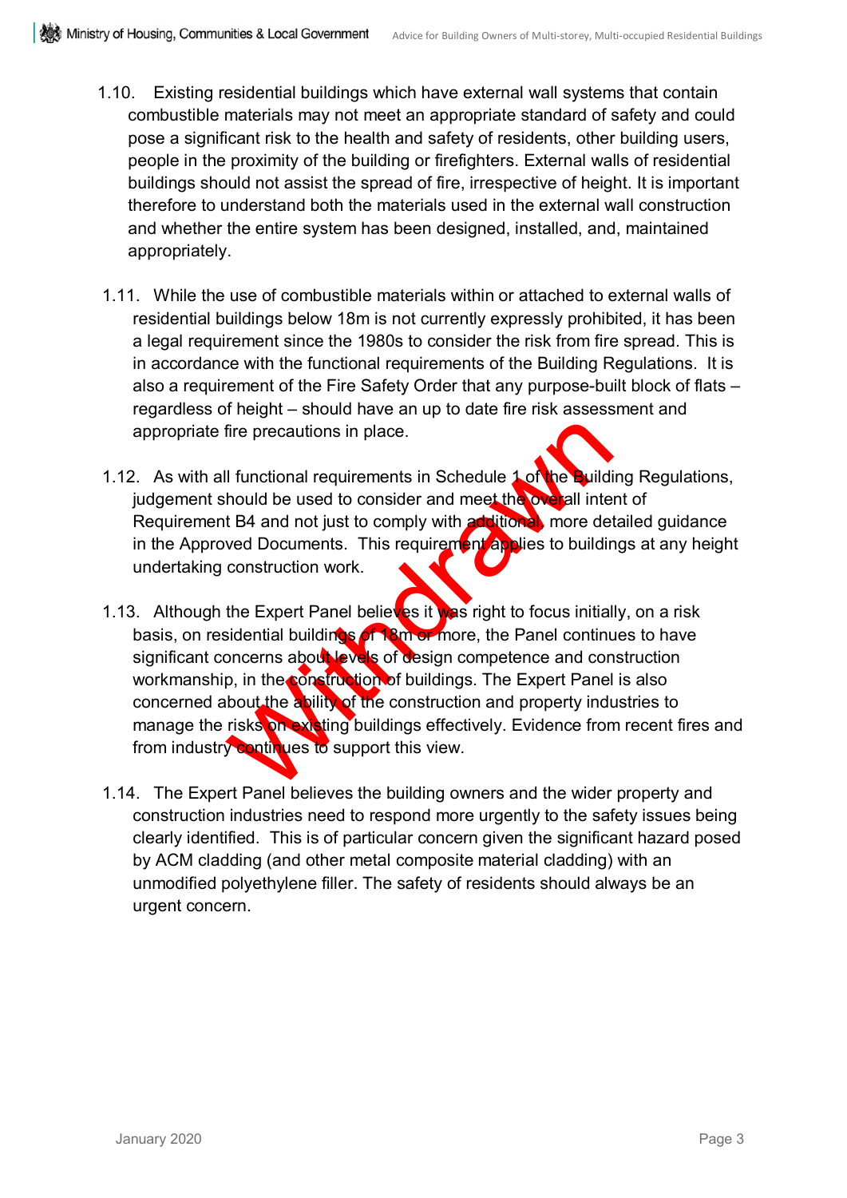1.10. Existing residential buildings which have external wall systems that contain combustible materials may not meet an appropriate standard of safety and could pose a significant risk to the health and safety of residents, other building users, people in the proximity of the building or firefighters. External walls of residential buildings should not assist the spread of fire, irrespective of height. It is important therefore to understand both the materials used in the external wall construction and whether the entire system has been designed, installed, and, maintained appropriately.

1.11. While the use of combustible materials within or attached to external walls of residential buildings below 18m is not currently expressly prohibited, it has been a legal requirement since the 1980s to consider the risk from fire spread. This is in accordance with the functional requirements of the Building Regulations. It is also a requirement of the Fire Safety Order that any purpose-built block of flats – regardless of height – should have an up to date fire risk assessment and appropriate fire precautions in place.

1.12. As with all functional requirements in Schedule 1 of the Building Regulations, judgement should be used to consider and meet the overall intent of Requirement B4 and not just to comply with additional, more detailed guidance in the Approved Documents. This requirement applies to buildings at any height undertaking construction work.

1.13. Although the Expert Panel believes it was right to focus initially, on a risk basis, on residential buildings of 18m or more, the Panel continues to have significant concerns about levels of design competence and construction workmanship, in the construction of buildings. The Expert Panel is also concerned about the ability of the construction and property industries to manage the risks on existing buildings effectively. Evidence from recent fires and from industry continues to support this view.

1.14. The Expert Panel believes the building owners and the wider property and construction industries need to respond more urgently to the safety issues being clearly identified. This is of particular concern given the significant hazard posed by ACM cladding (and other metal composite material cladding) with an unmodified polyethylene filler. The safety of residents should always be an urgent concern.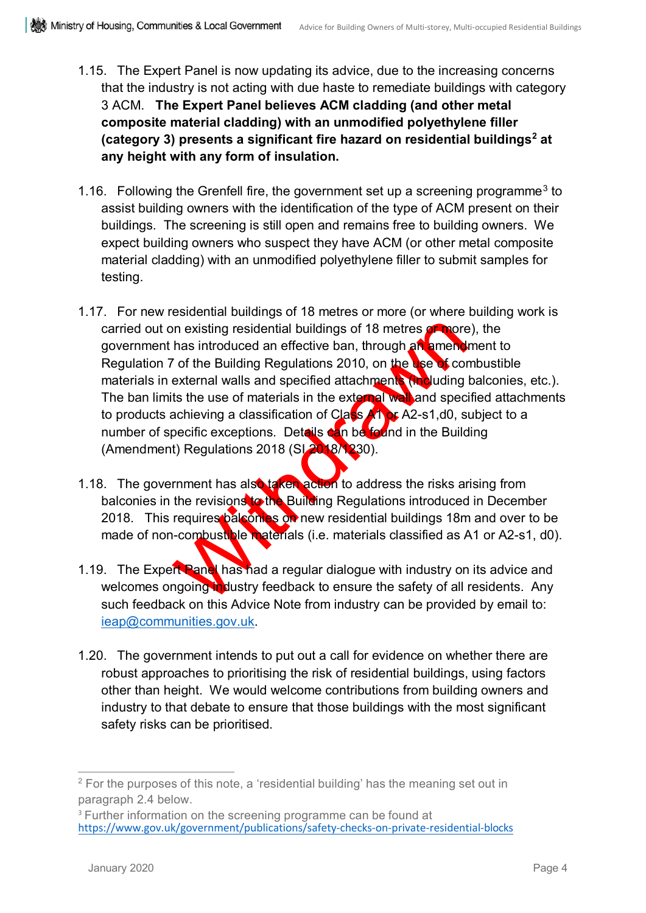1.15. The Expert Panel is now updating its advice, due to the increasing concerns that the industry is not acting with due haste to remediate buildings with category 3 ACM. **The Expert Panel believes ACM cladding (and other metal composite material cladding) with an unmodified polyethylene filler (category 3) presents a significant fire hazard on residential buildings[2] at any height with any form of insulation.**

1.16. Following the Grenfell fire, the government set up a screening programme[3] to assist building owners with the identification of the type of ACM present on their buildings. The screening is still open and remains free to building owners. We expect building owners who suspect they have ACM (or other metal composite material cladding) with an unmodified polyethylene filler to submit samples for testing.

1.17. For new residential buildings of 18 metres or more (or where building work is carried out on existing residential buildings of 18 metres or more), the government has introduced an effective ban, through an amendment to Regulation 7 of the Building Regulations 2010, on the use of combustible materials in external walls and specified attachments (including balconies, etc.). The ban limits the use of materials in the external wall and specified attachments to products achieving a classification of Class A1 or A2-s1,d0, subject to a number of specific exceptions. Details can be found in the Building (Amendment) Regulations 2018 (SI 2018/1230).

1.18. The government has also taken action to address the risks arising from balconies in the revisions to the Building Regulations introduced in December 2018. This requires balconies on new residential buildings 18m and over to be made of non-combustible materials (i.e. materials classified as A1 or A2-s1, d0).

1.19. The Expert Panel has had a regular dialogue with industry on its advice and welcomes ongoing industry feedback to ensure the safety of all residents. Any such feedback on this Advice Note from industry can be provided by email to: ieap@communities.gov.uk.

1.20. The government intends to put out a call for evidence on whether there are robust approaches to prioritising the risk of residential buildings, using factors other than height. We would welcome contributions from building owners and industry to that debate to ensure that those buildings with the most significant safety risks can be prioritised.

Withdrawn

---

[2] For the purposes of this note, a 'residential building' has the meaning set out in paragraph 2.4 below.

[3] Further information on the screening programme can be found at https://www.gov.uk/government/publications/safety-checks-on-private-residential-blocks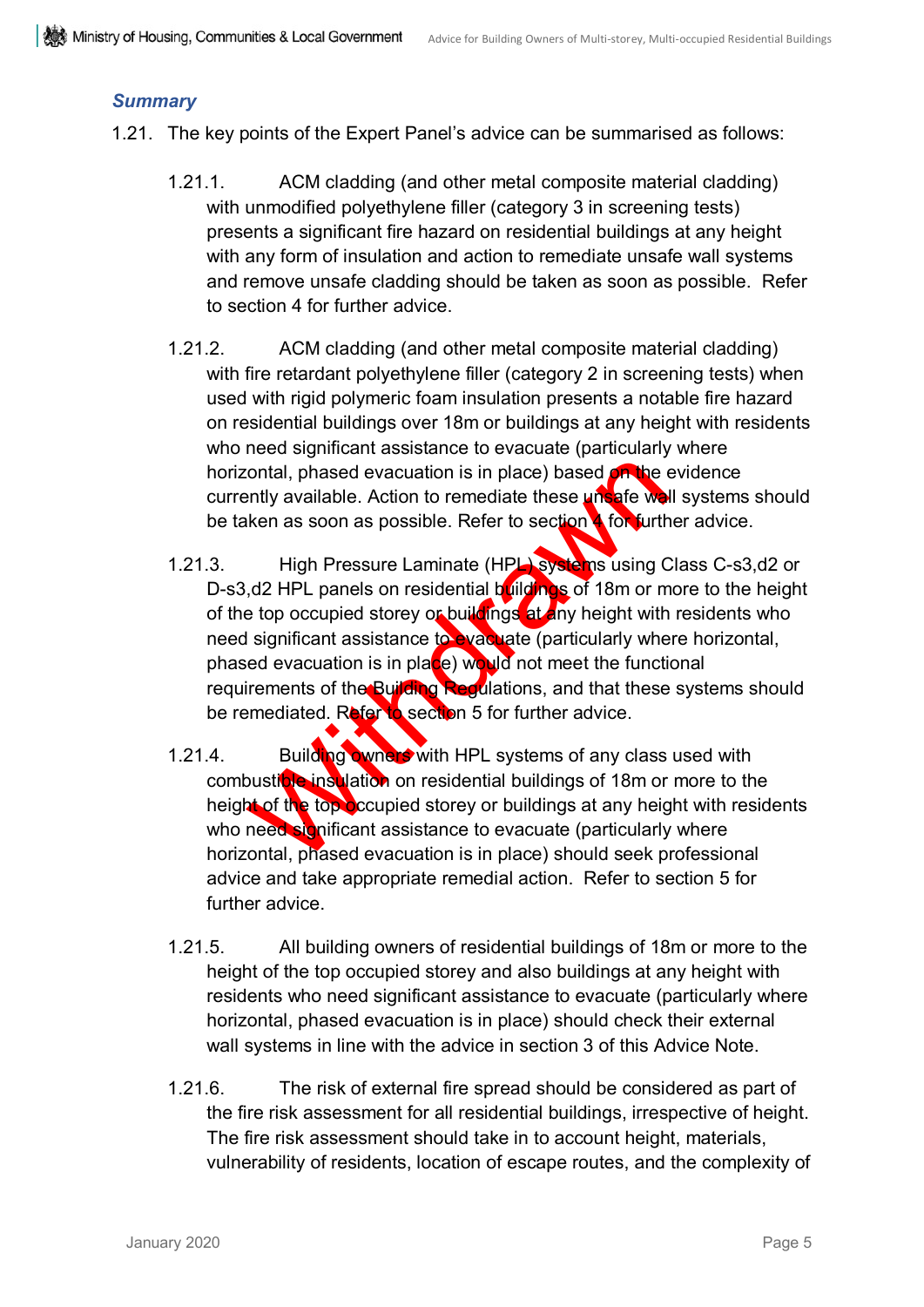### *Summary*

1.21. The key points of the Expert Panel's advice can be summarised as follows:

1.21.1. ACM cladding (and other metal composite material cladding) with unmodified polyethylene filler (category 3 in screening tests) presents a significant fire hazard on residential buildings at any height with any form of insulation and action to remediate unsafe wall systems and remove unsafe cladding should be taken as soon as possible. Refer to section 4 for further advice.

1.21.2. ACM cladding (and other metal composite material cladding) with fire retardant polyethylene filler (category 2 in screening tests) when used with rigid polymeric foam insulation presents a notable fire hazard on residential buildings over 18m or buildings at any height with residents who need significant assistance to evacuate (particularly where horizontal, phased evacuation is in place) based on the evidence currently available. Action to remediate these unsafe wall systems should be taken as soon as possible. Refer to section 4 for further advice.

1.21.3. High Pressure Laminate (HPL) systems using Class C-s3,d2 or D-s3,d2 HPL panels on residential buildings of 18m or more to the height of the top occupied storey or buildings at any height with residents who need significant assistance to evacuate (particularly where horizontal, phased evacuation is in place) would not meet the functional requirements of the Building Regulations, and that these systems should be remediated. Refer to section 5 for further advice.

1.21.4. Building owners with HPL systems of any class used with combustible insulation on residential buildings of 18m or more to the height of the top occupied storey or buildings at any height with residents who need significant assistance to evacuate (particularly where horizontal, phased evacuation is in place) should seek professional advice and take appropriate remedial action. Refer to section 5 for further advice.

1.21.5. All building owners of residential buildings of 18m or more to the height of the top occupied storey and also buildings at any height with residents who need significant assistance to evacuate (particularly where horizontal, phased evacuation is in place) should check their external wall systems in line with the advice in section 3 of this Advice Note.

1.21.6. The risk of external fire spread should be considered as part of the fire risk assessment for all residential buildings, irrespective of height. The fire risk assessment should take in to account height, materials, vulnerability of residents, location of escape routes, and the complexity of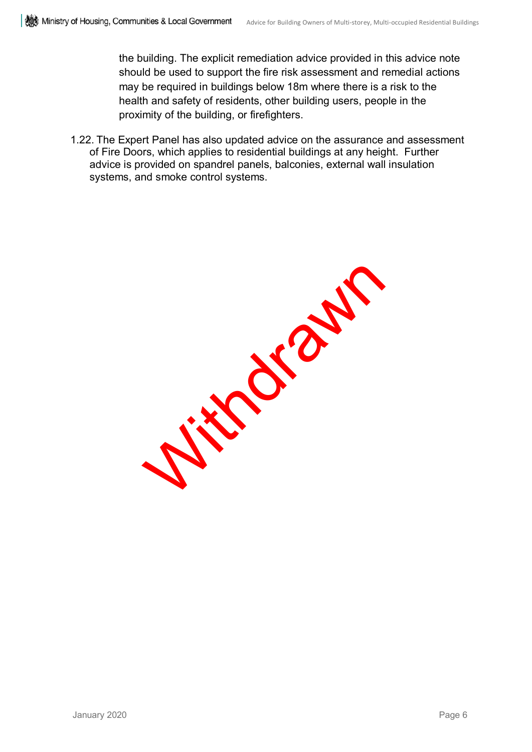the building. The explicit remediation advice provided in this advice note should be used to support the fire risk assessment and remedial actions may be required in buildings below 18m where there is a risk to the health and safety of residents, other building users, people in the proximity of the building, or firefighters.

1.22. The Expert Panel has also updated advice on the assurance and assessment of Fire Doors, which applies to residential buildings at any height. Further advice is provided on spandrel panels, balconies, external wall insulation systems, and smoke control systems.

Withdrawn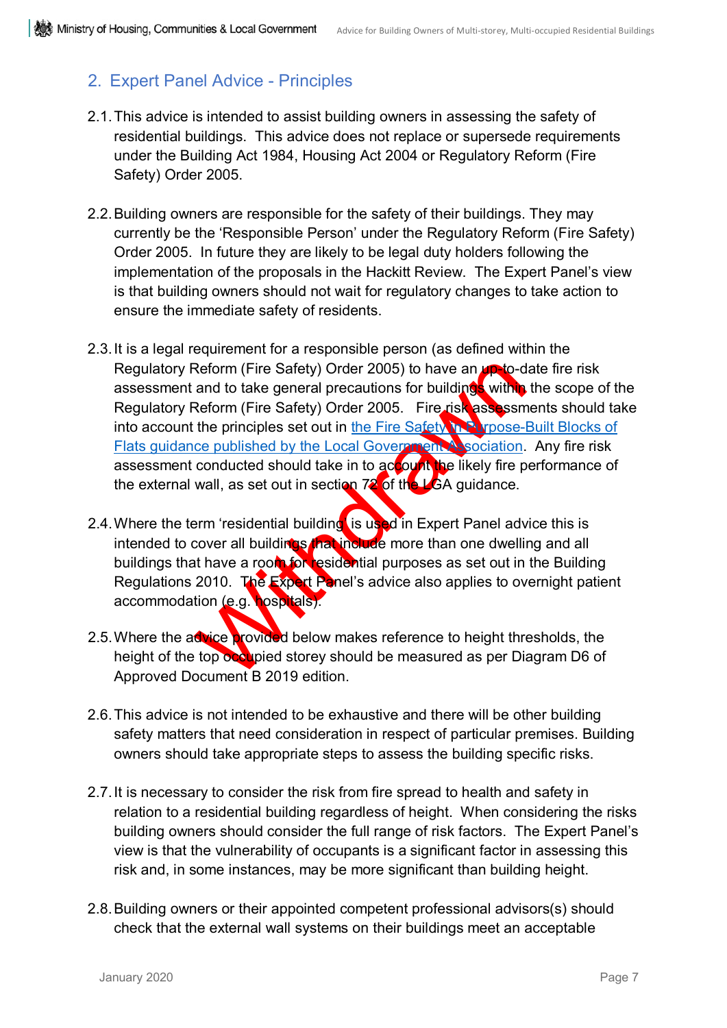## 2. Expert Panel Advice - Principles

2.1. This advice is intended to assist building owners in assessing the safety of residential buildings. This advice does not replace or supersede requirements under the Building Act 1984, Housing Act 2004 or Regulatory Reform (Fire Safety) Order 2005.

2.2. Building owners are responsible for the safety of their buildings. They may currently be the 'Responsible Person' under the Regulatory Reform (Fire Safety) Order 2005. In future they are likely to be legal duty holders following the implementation of the proposals in the Hackitt Review. The Expert Panel's view is that building owners should not wait for regulatory changes to take action to ensure the immediate safety of residents.

2.3. It is a legal requirement for a responsible person (as defined within the Regulatory Reform (Fire Safety) Order 2005) to have an up-to-date fire risk assessment and to take general precautions for buildings within the scope of the Regulatory Reform (Fire Safety) Order 2005. Fire risk assessments should take into account the principles set out in [the Fire Safety in Purpose-Built Blocks of Flats guidance published by the Local Government Association](). Any fire risk assessment conducted should take in to account the likely fire performance of the external wall, as set out in section 72 of the LGA guidance.

2.4. Where the term 'residential building' is used in Expert Panel advice this is intended to cover all buildings that include more than one dwelling and all buildings that have a room for residential purposes as set out in the Building Regulations 2010. The Expert Panel's advice also applies to overnight patient accommodation (e.g. hospitals).

2.5. Where the advice provided below makes reference to height thresholds, the height of the top occupied storey should be measured as per Diagram D6 of Approved Document B 2019 edition.

2.6. This advice is not intended to be exhaustive and there will be other building safety matters that need consideration in respect of particular premises. Building owners should take appropriate steps to assess the building specific risks.

2.7. It is necessary to consider the risk from fire spread to health and safety in relation to a residential building regardless of height. When considering the risks building owners should consider the full range of risk factors. The Expert Panel's view is that the vulnerability of occupants is a significant factor in assessing this risk and, in some instances, may be more significant than building height.

2.8. Building owners or their appointed competent professional advisors(s) should check that the external wall systems on their buildings meet an acceptable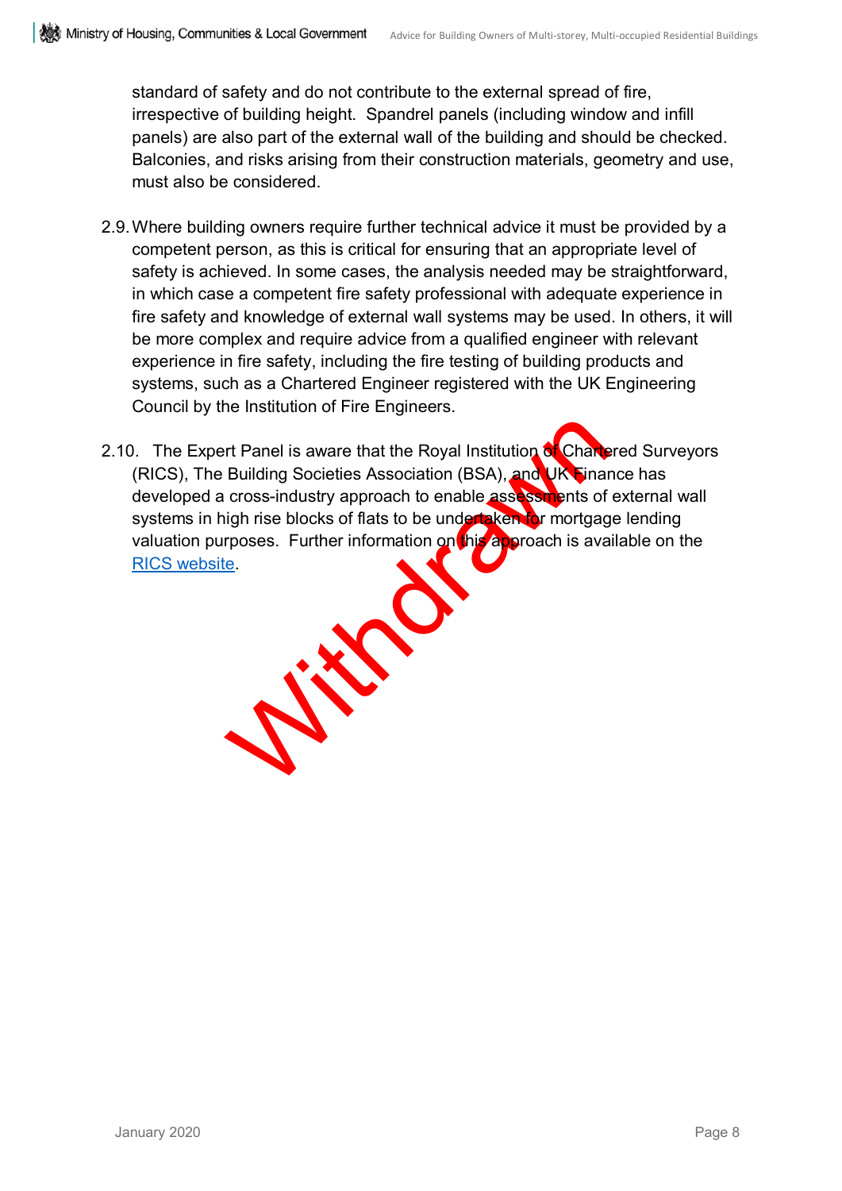standard of safety and do not contribute to the external spread of fire, irrespective of building height. Spandrel panels (including window and infill panels) are also part of the external wall of the building and should be checked. Balconies, and risks arising from their construction materials, geometry and use, must also be considered.

2.9. Where building owners require further technical advice it must be provided by a competent person, as this is critical for ensuring that an appropriate level of safety is achieved. In some cases, the analysis needed may be straightforward, in which case a competent fire safety professional with adequate experience in fire safety and knowledge of external wall systems may be used. In others, it will be more complex and require advice from a qualified engineer with relevant experience in fire safety, including the fire testing of building products and systems, such as a Chartered Engineer registered with the UK Engineering Council by the Institution of Fire Engineers.

2.10. The Expert Panel is aware that the Royal Institution of Chartered Surveyors (RICS), The Building Societies Association (BSA), and UK Finance has developed a cross-industry approach to enable assessments of external wall systems in high rise blocks of flats to be undertaken for mortgage lending valuation purposes. Further information on this approach is available on the [RICS website](RICS website).

Withdrawn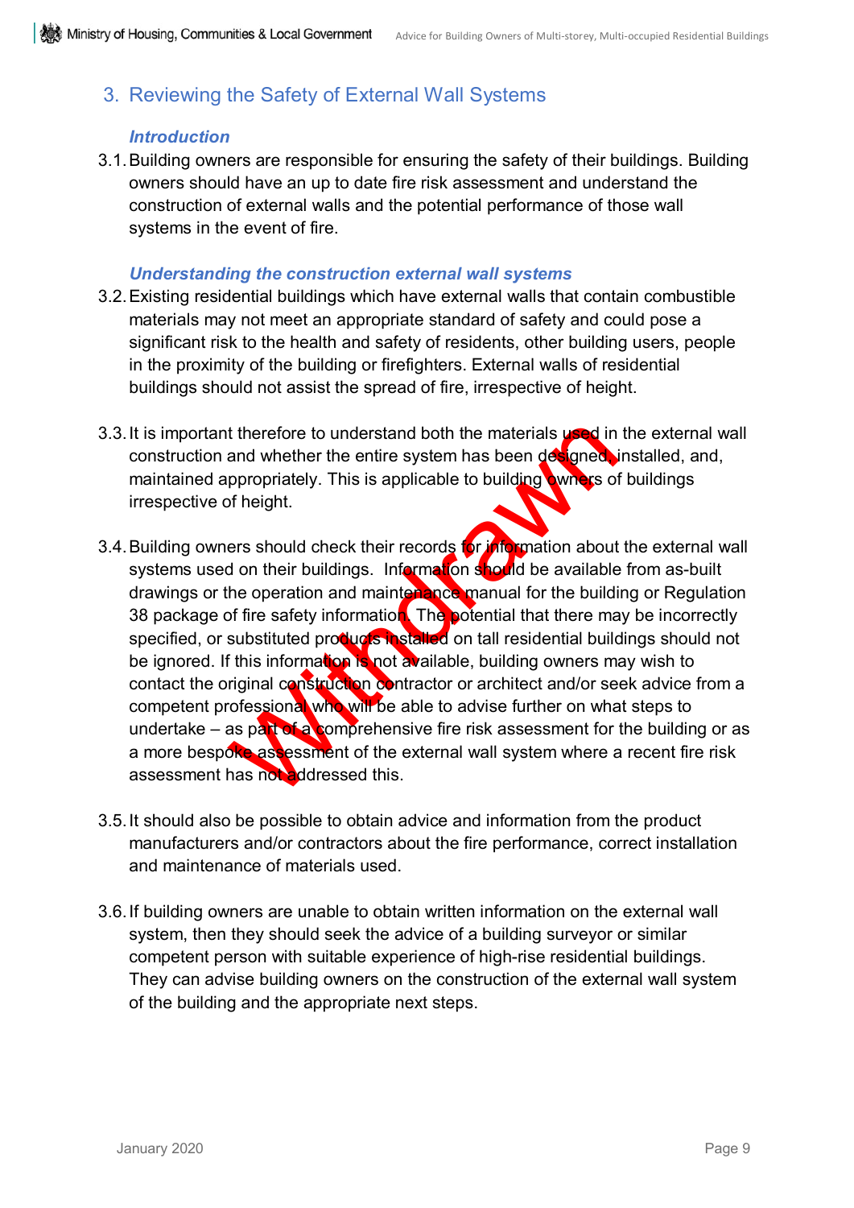## 3. Reviewing the Safety of External Wall Systems

### *Introduction*

3.1. Building owners are responsible for ensuring the safety of their buildings. Building owners should have an up to date fire risk assessment and understand the construction of external walls and the potential performance of those wall systems in the event of fire.

### *Understanding the construction external wall systems*

3.2. Existing residential buildings which have external walls that contain combustible materials may not meet an appropriate standard of safety and could pose a significant risk to the health and safety of residents, other building users, people in the proximity of the building or firefighters. External walls of residential buildings should not assist the spread of fire, irrespective of height.

3.3. It is important therefore to understand both the materials used in the external wall construction and whether the entire system has been designed, installed, and, maintained appropriately. This is applicable to building owners of buildings irrespective of height.

3.4. Building owners should check their records for information about the external wall systems used on their buildings. Information should be available from as-built drawings or the operation and maintenance manual for the building or Regulation 38 package of fire safety information. The potential that there may be incorrectly specified, or substituted products installed on tall residential buildings should not be ignored. If this information is not available, building owners may wish to contact the original construction contractor or architect and/or seek advice from a competent professional who will be able to advise further on what steps to undertake – as part of a comprehensive fire risk assessment for the building or as a more bespoke assessment of the external wall system where a recent fire risk assessment has not addressed this.

3.5. It should also be possible to obtain advice and information from the product manufacturers and/or contractors about the fire performance, correct installation and maintenance of materials used.

3.6. If building owners are unable to obtain written information on the external wall system, then they should seek the advice of a building surveyor or similar competent person with suitable experience of high-rise residential buildings. They can advise building owners on the construction of the external wall system of the building and the appropriate next steps.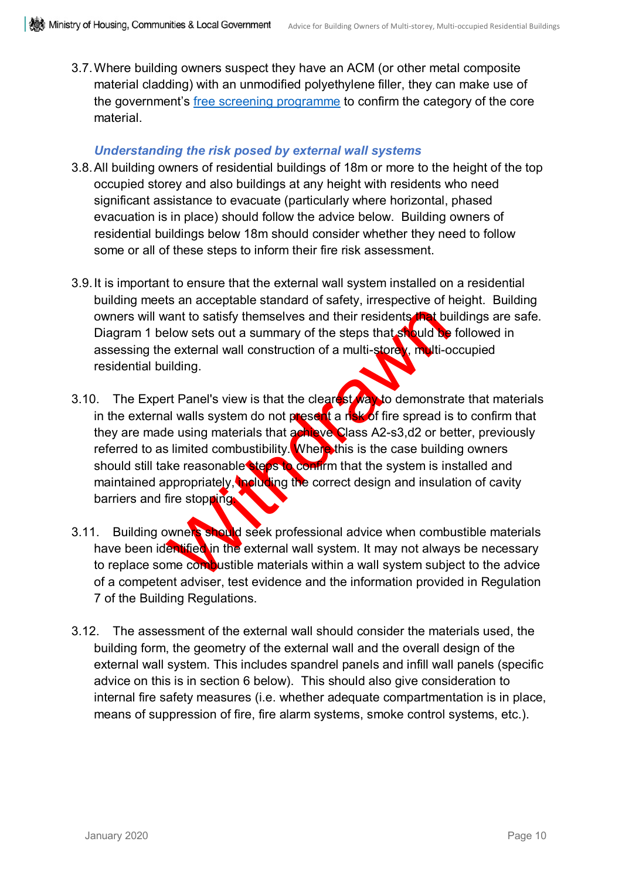3.7. Where building owners suspect they have an ACM (or other metal composite material cladding) with an unmodified polyethylene filler, they can make use of the government's free screening programme to confirm the category of the core material.

### *Understanding the risk posed by external wall systems*

3.8. All building owners of residential buildings of 18m or more to the height of the top occupied storey and also buildings at any height with residents who need significant assistance to evacuate (particularly where horizontal, phased evacuation is in place) should follow the advice below. Building owners of residential buildings below 18m should consider whether they need to follow some or all of these steps to inform their fire risk assessment.

3.9. It is important to ensure that the external wall system installed on a residential building meets an acceptable standard of safety, irrespective of height. Building owners will want to satisfy themselves and their residents that buildings are safe. Diagram 1 below sets out a summary of the steps that should be followed in assessing the external wall construction of a multi-storey, multi-occupied residential building.

3.10. The Expert Panel's view is that the clearest way to demonstrate that materials in the external walls system do not present a risk of fire spread is to confirm that they are made using materials that achieve Class A2-s3,d2 or better, previously referred to as limited combustibility. Where this is the case building owners should still take reasonable steps to confirm that the system is installed and maintained appropriately, including the correct design and insulation of cavity barriers and fire stopping.

3.11. Building owners should seek professional advice when combustible materials have been identified in the external wall system. It may not always be necessary to replace some combustible materials within a wall system subject to the advice of a competent adviser, test evidence and the information provided in Regulation 7 of the Building Regulations.

3.12. The assessment of the external wall should consider the materials used, the building form, the geometry of the external wall and the overall design of the external wall system. This includes spandrel panels and infill wall panels (specific advice on this is in section 6 below). This should also give consideration to internal fire safety measures (i.e. whether adequate compartmentation is in place, means of suppression of fire, fire alarm systems, smoke control systems, etc.).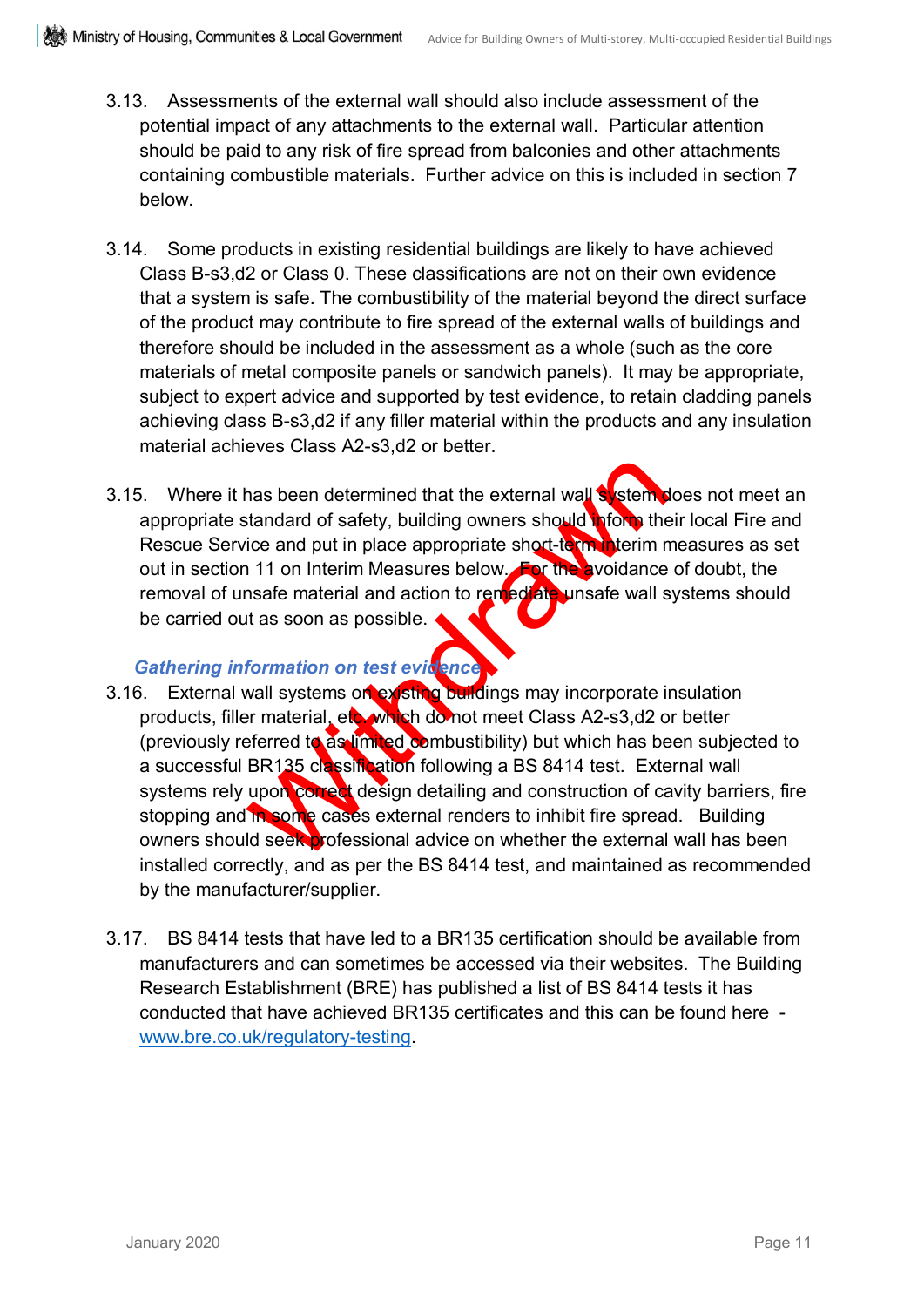3.13. Assessments of the external wall should also include assessment of the potential impact of any attachments to the external wall. Particular attention should be paid to any risk of fire spread from balconies and other attachments containing combustible materials. Further advice on this is included in section 7 below.

3.14. Some products in existing residential buildings are likely to have achieved Class B-s3,d2 or Class 0. These classifications are not on their own evidence that a system is safe. The combustibility of the material beyond the direct surface of the product may contribute to fire spread of the external walls of buildings and therefore should be included in the assessment as a whole (such as the core materials of metal composite panels or sandwich panels). It may be appropriate, subject to expert advice and supported by test evidence, to retain cladding panels achieving class B-s3,d2 if any filler material within the products and any insulation material achieves Class A2-s3,d2 or better.

3.15. Where it has been determined that the external wall system does not meet an appropriate standard of safety, building owners should inform their local Fire and Rescue Service and put in place appropriate short-term interim measures as set out in section 11 on Interim Measures below. For the avoidance of doubt, the removal of unsafe material and action to remediate unsafe wall systems should be carried out as soon as possible.

### *Gathering information on test evidence*

3.16. External wall systems on existing buildings may incorporate insulation products, filler material, etc. which do not meet Class A2-s3,d2 or better (previously referred to as limited combustibility) but which has been subjected to a successful BR135 classification following a BS 8414 test. External wall systems rely upon correct design detailing and construction of cavity barriers, fire stopping and in some cases external renders to inhibit fire spread. Building owners should seek professional advice on whether the external wall has been installed correctly, and as per the BS 8414 test, and maintained as recommended by the manufacturer/supplier.

3.17. BS 8414 tests that have led to a BR135 certification should be available from manufacturers and can sometimes be accessed via their websites. The Building Research Establishment (BRE) has published a list of BS 8414 tests it has conducted that have achieved BR135 certificates and this can be found here - [www.bre.co.uk/regulatory-testing](www.bre.co.uk/regulatory-testing).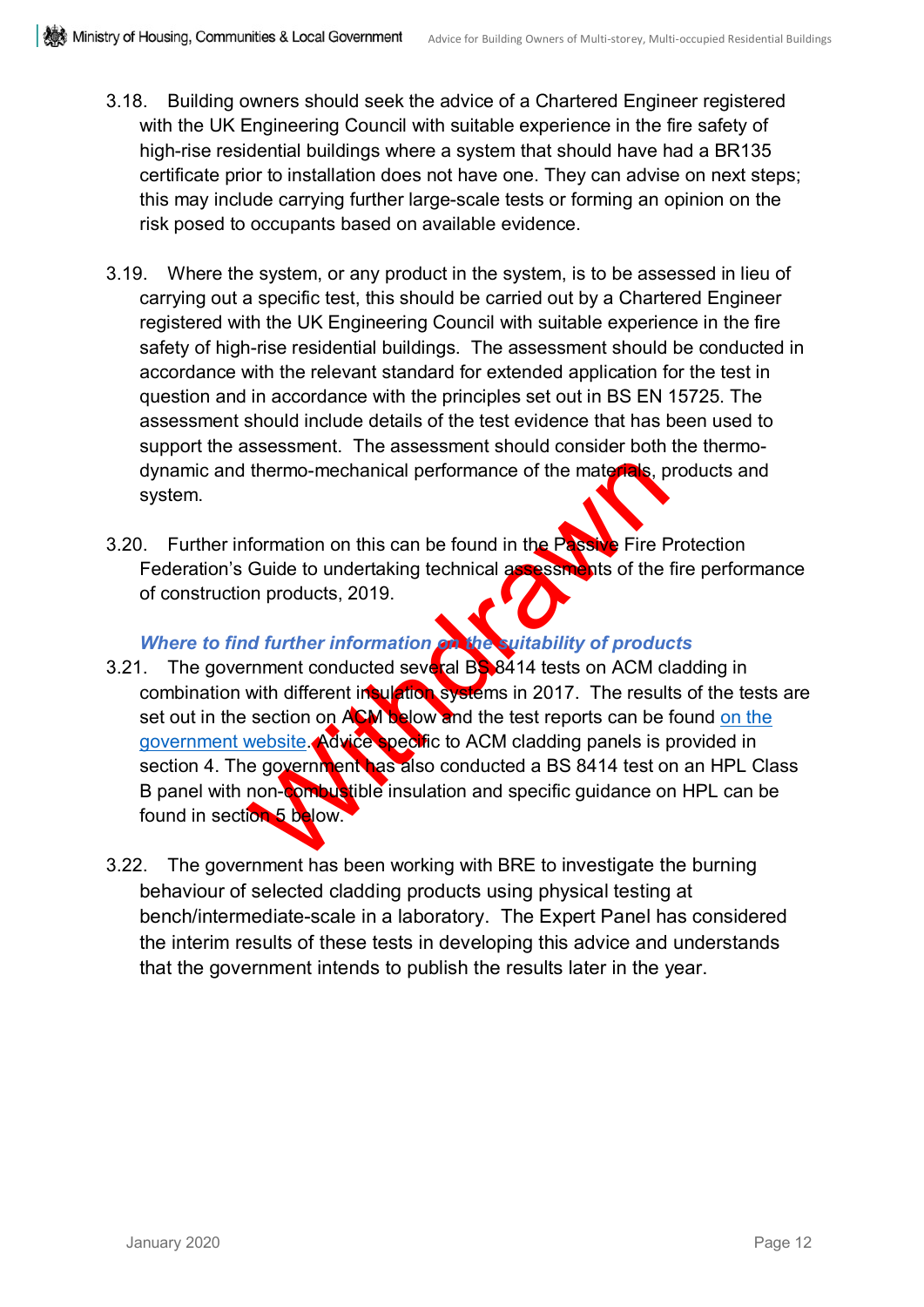3.18. Building owners should seek the advice of a Chartered Engineer registered with the UK Engineering Council with suitable experience in the fire safety of high-rise residential buildings where a system that should have had a BR135 certificate prior to installation does not have one. They can advise on next steps; this may include carrying further large-scale tests or forming an opinion on the risk posed to occupants based on available evidence.

3.19. Where the system, or any product in the system, is to be assessed in lieu of carrying out a specific test, this should be carried out by a Chartered Engineer registered with the UK Engineering Council with suitable experience in the fire safety of high-rise residential buildings. The assessment should be conducted in accordance with the relevant standard for extended application for the test in question and in accordance with the principles set out in BS EN 15725. The assessment should include details of the test evidence that has been used to support the assessment. The assessment should consider both the thermo-dynamic and thermo-mechanical performance of the materials, products and system.

3.20. Further information on this can be found in the Passive Fire Protection Federation's Guide to undertaking technical assessments of the fire performance of construction products, 2019.

### *Where to find further information on the suitability of products*

3.21. The government conducted several BS 8414 tests on ACM cladding in combination with different insulation systems in 2017. The results of the tests are set out in the section on ACM below and the test reports can be found on the government website. Advice specific to ACM cladding panels is provided in section 4. The government has also conducted a BS 8414 test on an HPL Class B panel with non-combustible insulation and specific guidance on HPL can be found in section 5 below.

3.22. The government has been working with BRE to investigate the burning behaviour of selected cladding products using physical testing at bench/intermediate-scale in a laboratory. The Expert Panel has considered the interim results of these tests in developing this advice and understands that the government intends to publish the results later in the year.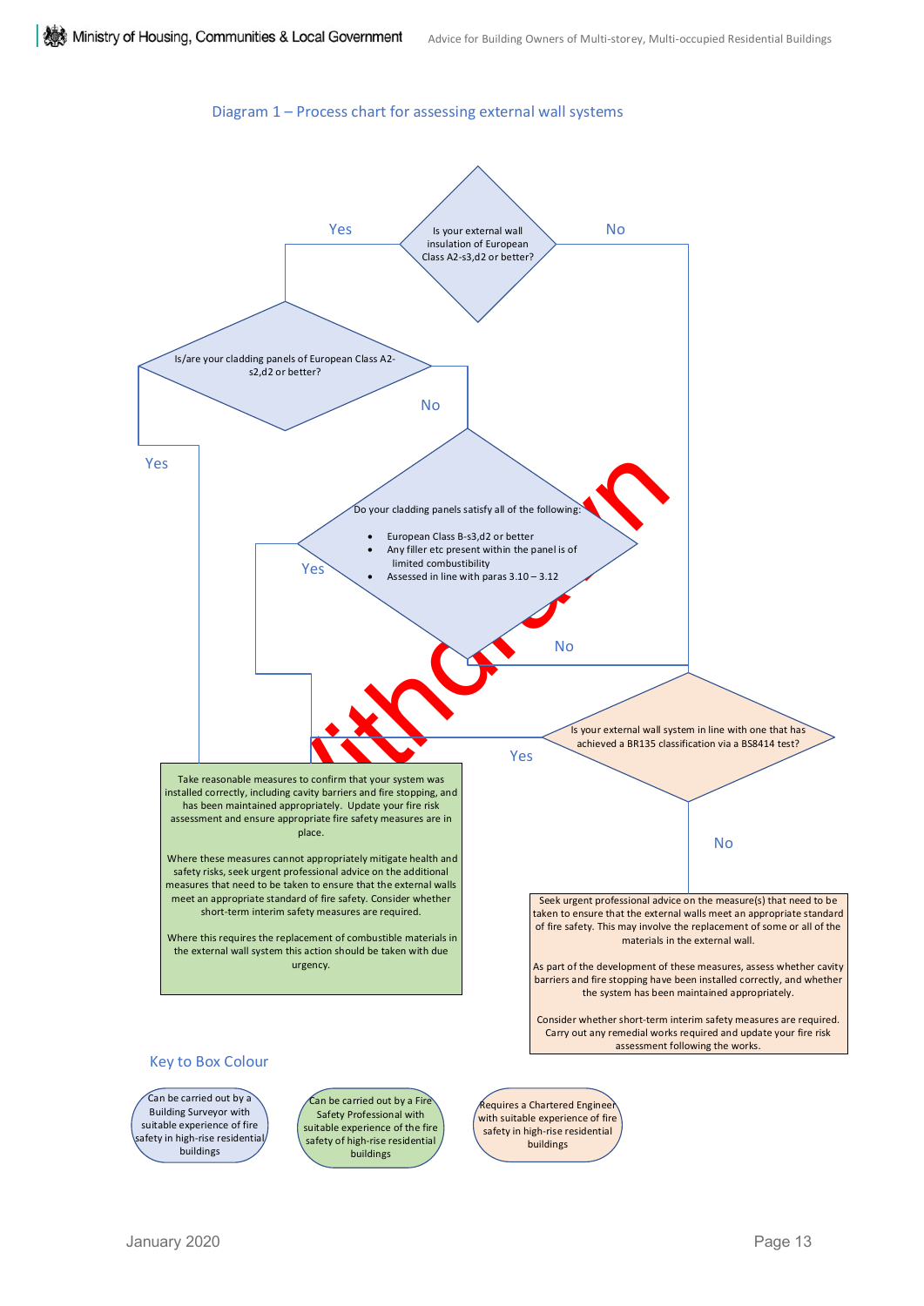## Diagram 1 – Process chart for assessing external wall systems

Is your external wall insulation of European Class A2-s3,d2 or better?

- Yes → Is/are your cladding panels of European Class A2-s2,d2 or better?
  - Yes → Take reasonable measures to confirm that your system was installed correctly, including cavity barriers and fire stopping, and has been maintained appropriately. (green box)
  - No → Do your cladding panels satisfy all of the following:
    - European Class B-s3,d2 or better
    - Any filler etc present within the panel is of limited combustibility
    - Assessed in line with paras 3.10 – 3.12
    - Yes → green box
    - No → Is your external wall system in line with one that has achieved a BR135 classification via a BS8414 test?
- No → Is your external wall system in line with one that has achieved a BR135 classification via a BS8414 test?
  - Yes → green box
  - No → peach box

**Green box:**

Take reasonable measures to confirm that your system was installed correctly, including cavity barriers and fire stopping, and has been maintained appropriately. Update your fire risk assessment and ensure appropriate fire safety measures are in place.

Where these measures cannot appropriately mitigate health and safety risks, seek urgent professional advice on the additional measures that need to be taken to ensure that the external walls meet an appropriate standard of fire safety. Consider whether short-term interim safety measures are required.

Where this requires the replacement of combustible materials in the external wall system this action should be taken with due urgency.

**Peach box:**

Seek urgent professional advice on the measure(s) that need to be taken to ensure that the external walls meet an appropriate standard of fire safety. This may involve the replacement of some or all of the materials in the external wall.

As part of the development of these measures, assess whether cavity barriers and fire stopping have been installed correctly, and whether the system has been maintained appropriately.

Consider whether short-term interim safety measures are required. Carry out any remedial works required and update your fire risk assessment following the works.

### Key to Box Colour

- Blue: Can be carried out by a Building Surveyor with suitable experience of fire safety in high-rise residential buildings
- Green: Can be carried out by a Fire Safety Professional with suitable experience of the fire safety of high-rise residential buildings
- Peach: Requires a Chartered Engineer with suitable experience of fire safety in high-rise residential buildings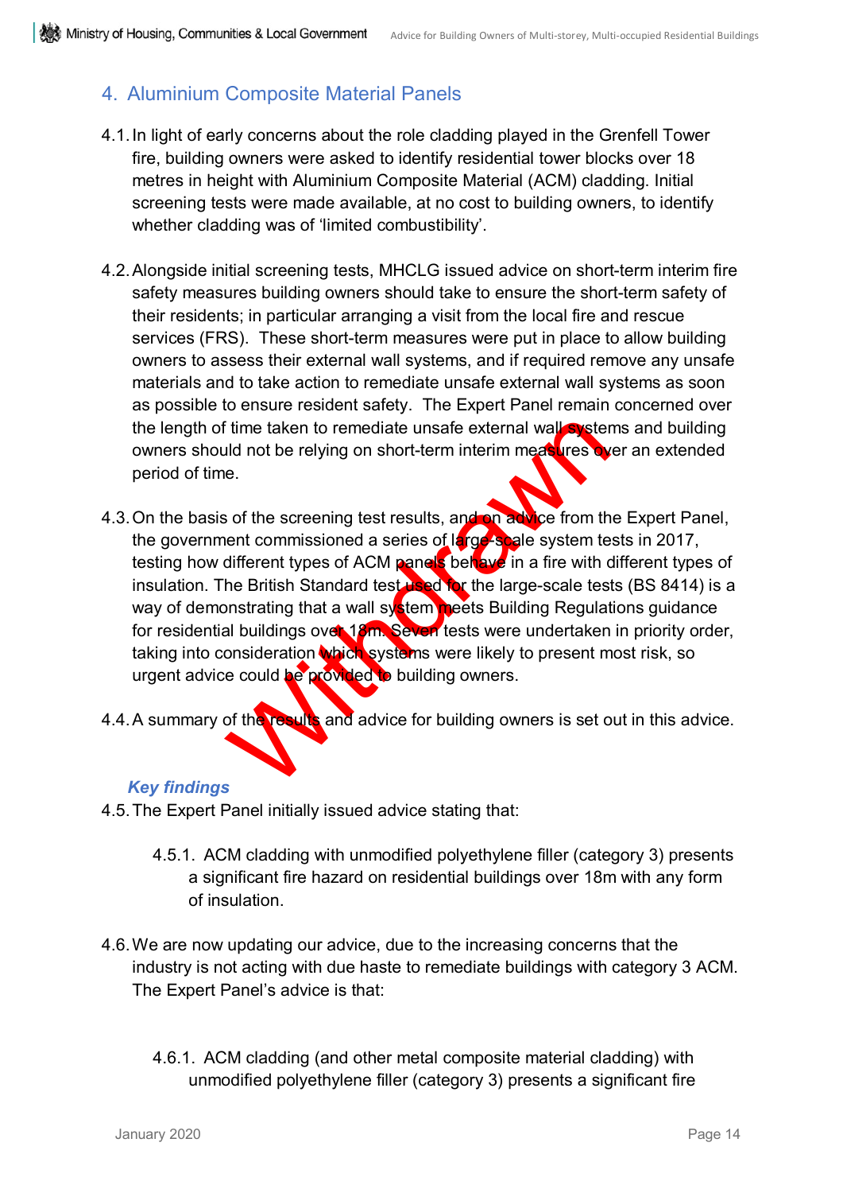## 4. Aluminium Composite Material Panels

4.1. In light of early concerns about the role cladding played in the Grenfell Tower fire, building owners were asked to identify residential tower blocks over 18 metres in height with Aluminium Composite Material (ACM) cladding. Initial screening tests were made available, at no cost to building owners, to identify whether cladding was of 'limited combustibility'.

4.2. Alongside initial screening tests, MHCLG issued advice on short-term interim fire safety measures building owners should take to ensure the short-term safety of their residents; in particular arranging a visit from the local fire and rescue services (FRS). These short-term measures were put in place to allow building owners to assess their external wall systems, and if required remove any unsafe materials and to take action to remediate unsafe external wall systems as soon as possible to ensure resident safety. The Expert Panel remain concerned over the length of time taken to remediate unsafe external wall systems and building owners should not be relying on short-term interim measures over an extended period of time.

4.3. On the basis of the screening test results, and on advice from the Expert Panel, the government commissioned a series of large-scale system tests in 2017, testing how different types of ACM panels behave in a fire with different types of insulation. The British Standard test used for the large-scale tests (BS 8414) is a way of demonstrating that a wall system meets Building Regulations guidance for residential buildings over 18m. Seven tests were undertaken in priority order, taking into consideration which systems were likely to present most risk, so urgent advice could be provided to building owners.

4.4. A summary of the results and advice for building owners is set out in this advice.

### *Key findings*

4.5. The Expert Panel initially issued advice stating that:

4.5.1. ACM cladding with unmodified polyethylene filler (category 3) presents a significant fire hazard on residential buildings over 18m with any form of insulation.

4.6. We are now updating our advice, due to the increasing concerns that the industry is not acting with due haste to remediate buildings with category 3 ACM. The Expert Panel's advice is that:

4.6.1. ACM cladding (and other metal composite material cladding) with unmodified polyethylene filler (category 3) presents a significant fire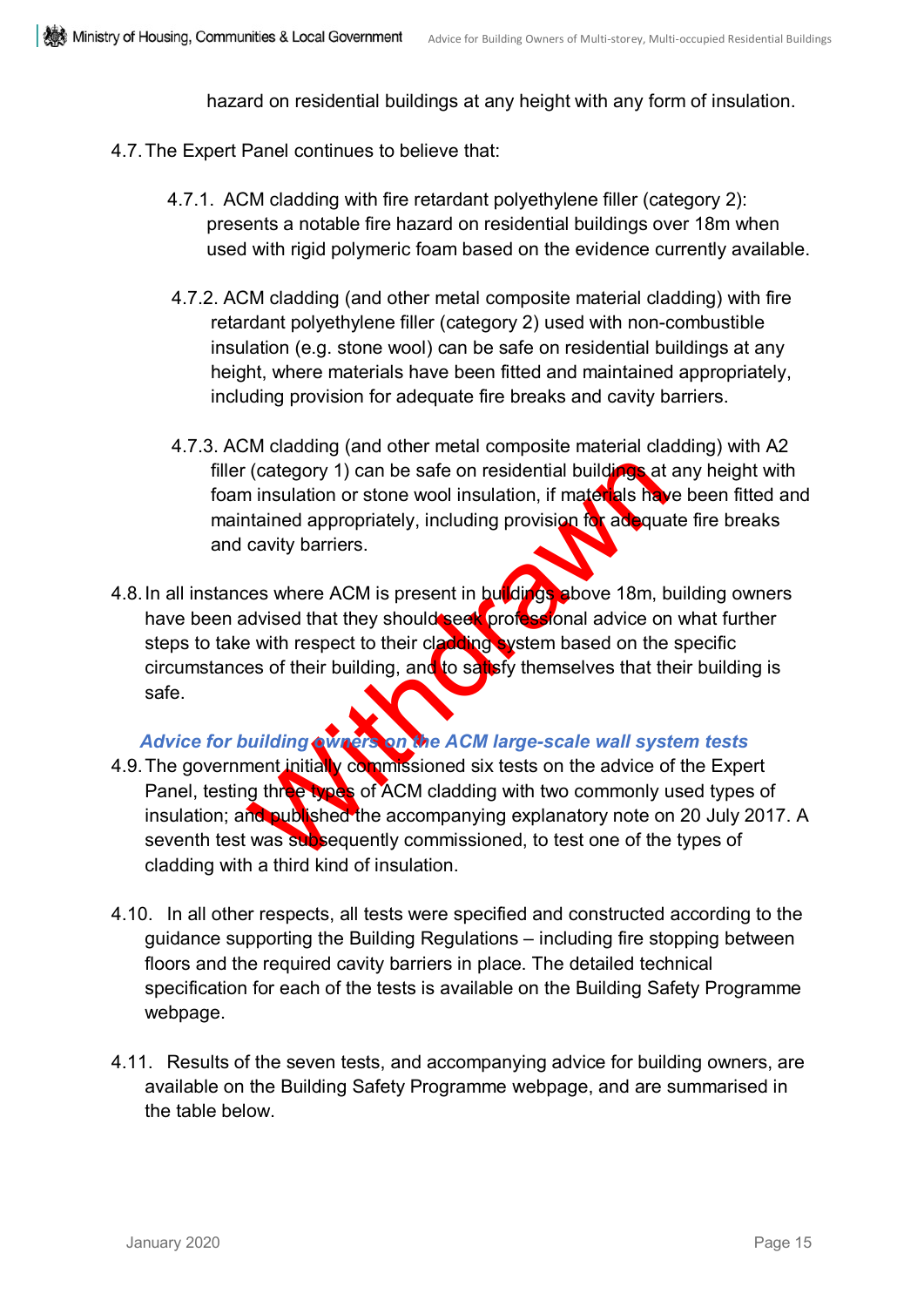hazard on residential buildings at any height with any form of insulation.

4.7. The Expert Panel continues to believe that:

4.7.1. ACM cladding with fire retardant polyethylene filler (category 2): presents a notable fire hazard on residential buildings over 18m when used with rigid polymeric foam based on the evidence currently available.

4.7.2. ACM cladding (and other metal composite material cladding) with fire retardant polyethylene filler (category 2) used with non-combustible insulation (e.g. stone wool) can be safe on residential buildings at any height, where materials have been fitted and maintained appropriately, including provision for adequate fire breaks and cavity barriers.

4.7.3. ACM cladding (and other metal composite material cladding) with A2 filler (category 1) can be safe on residential buildings at any height with foam insulation or stone wool insulation, if materials have been fitted and maintained appropriately, including provision for adequate fire breaks and cavity barriers.

4.8. In all instances where ACM is present in buildings above 18m, building owners have been advised that they should seek professional advice on what further steps to take with respect to their cladding system based on the specific circumstances of their building, and to satisfy themselves that their building is safe.

### *Advice for building owners on the ACM large-scale wall system tests*

4.9. The government initially commissioned six tests on the advice of the Expert Panel, testing three types of ACM cladding with two commonly used types of insulation; and published the accompanying explanatory note on 20 July 2017. A seventh test was subsequently commissioned, to test one of the types of cladding with a third kind of insulation.

4.10. In all other respects, all tests were specified and constructed according to the guidance supporting the Building Regulations – including fire stopping between floors and the required cavity barriers in place. The detailed technical specification for each of the tests is available on the Building Safety Programme webpage.

4.11. Results of the seven tests, and accompanying advice for building owners, are available on the Building Safety Programme webpage, and are summarised in the table below.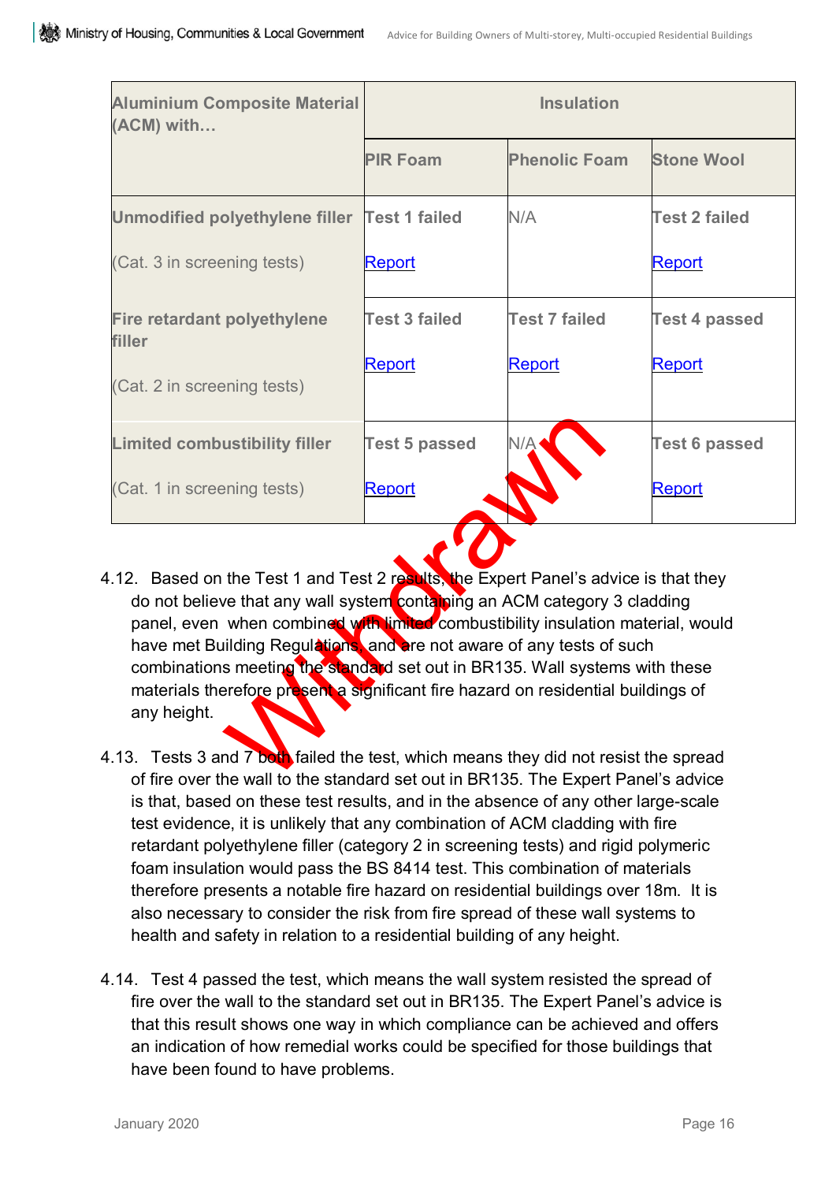| Aluminium Composite Material (ACM) with… | Insulation | | |
|---|---|---|---|
| | PIR Foam | Phenolic Foam | Stone Wool |
| **Unmodified polyethylene filler** (Cat. 3 in screening tests) | **Test 1 failed** Report | N/A | **Test 2 failed** Report |
| **Fire retardant polyethylene filler** (Cat. 2 in screening tests) | **Test 3 failed** Report | **Test 7 failed** Report | **Test 4 passed** Report |
| **Limited combustibility filler** (Cat. 1 in screening tests) | **Test 5 passed** Report | N/A | **Test 6 passed** Report |

Withdrawn

4.12. Based on the Test 1 and Test 2 results, the Expert Panel's advice is that they do not believe that any wall system containing an ACM category 3 cladding panel, even when combined with limited combustibility insulation material, would have met Building Regulations, and are not aware of any tests of such combinations meeting the standard set out in BR135. Wall systems with these materials therefore present a significant fire hazard on residential buildings of any height.

4.13. Tests 3 and 7 both failed the test, which means they did not resist the spread of fire over the wall to the standard set out in BR135. The Expert Panel's advice is that, based on these test results, and in the absence of any other large-scale test evidence, it is unlikely that any combination of ACM cladding with fire retardant polyethylene filler (category 2 in screening tests) and rigid polymeric foam insulation would pass the BS 8414 test. This combination of materials therefore presents a notable fire hazard on residential buildings over 18m. It is also necessary to consider the risk from fire spread of these wall systems to health and safety in relation to a residential building of any height.

4.14. Test 4 passed the test, which means the wall system resisted the spread of fire over the wall to the standard set out in BR135. The Expert Panel's advice is that this result shows one way in which compliance can be achieved and offers an indication of how remedial works could be specified for those buildings that have been found to have problems.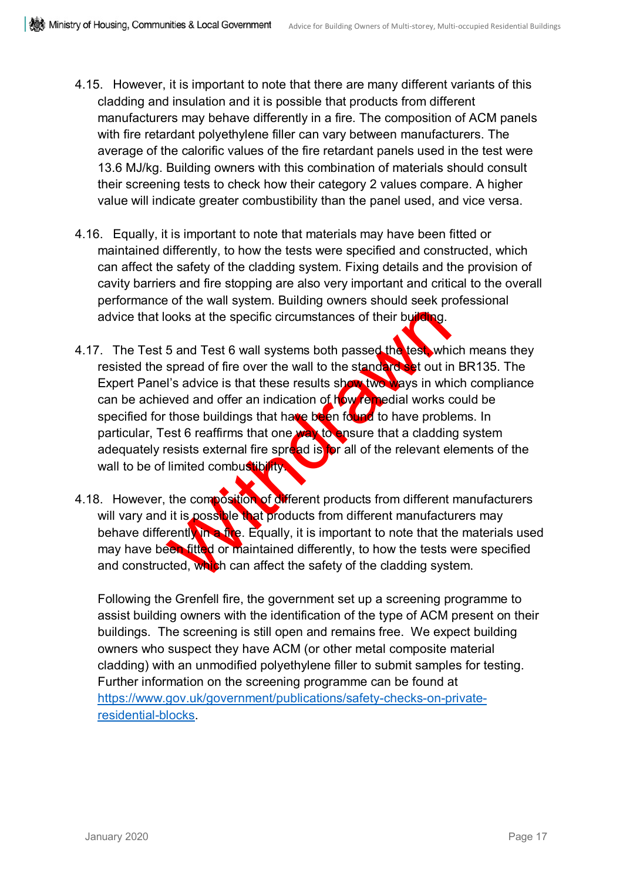4.15. However, it is important to note that there are many different variants of this cladding and insulation and it is possible that products from different manufacturers may behave differently in a fire. The composition of ACM panels with fire retardant polyethylene filler can vary between manufacturers. The average of the calorific values of the fire retardant panels used in the test were 13.6 MJ/kg. Building owners with this combination of materials should consult their screening tests to check how their category 2 values compare. A higher value will indicate greater combustibility than the panel used, and vice versa.

4.16. Equally, it is important to note that materials may have been fitted or maintained differently, to how the tests were specified and constructed, which can affect the safety of the cladding system. Fixing details and the provision of cavity barriers and fire stopping are also very important and critical to the overall performance of the wall system. Building owners should seek professional advice that looks at the specific circumstances of their building.

4.17. The Test 5 and Test 6 wall systems both passed the test, which means they resisted the spread of fire over the wall to the standard set out in BR135. The Expert Panel's advice is that these results show two ways in which compliance can be achieved and offer an indication of how remedial works could be specified for those buildings that have been found to have problems. In particular, Test 6 reaffirms that one way to ensure that a cladding system adequately resists external fire spread is for all of the relevant elements of the wall to be of limited combustibility.

4.18. However, the composition of different products from different manufacturers will vary and it is possible that products from different manufacturers may behave differently in a fire. Equally, it is important to note that the materials used may have been fitted or maintained differently, to how the tests were specified and constructed, which can affect the safety of the cladding system.

Following the Grenfell fire, the government set up a screening programme to assist building owners with the identification of the type of ACM present on their buildings. The screening is still open and remains free. We expect building owners who suspect they have ACM (or other metal composite material cladding) with an unmodified polyethylene filler to submit samples for testing. Further information on the screening programme can be found at [https://www.gov.uk/government/publications/safety-checks-on-private-residential-blocks](https://www.gov.uk/government/publications/safety-checks-on-private-residential-blocks).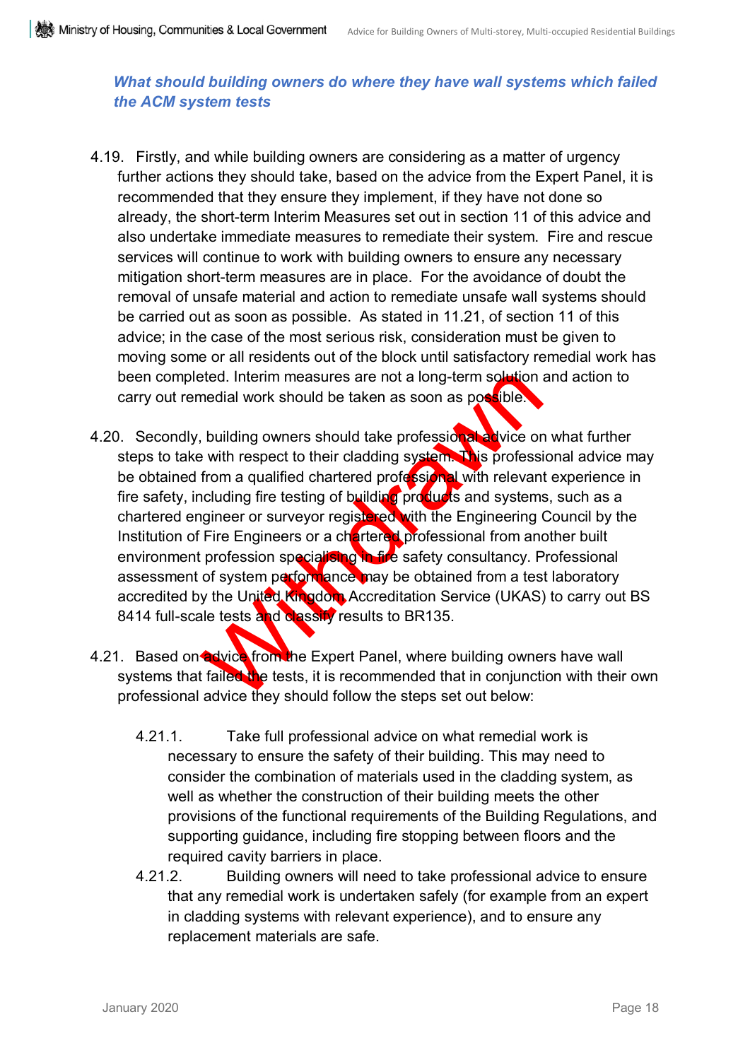### *What should building owners do where they have wall systems which failed the ACM system tests*

4.19. Firstly, and while building owners are considering as a matter of urgency further actions they should take, based on the advice from the Expert Panel, it is recommended that they ensure they implement, if they have not done so already, the short-term Interim Measures set out in section 11 of this advice and also undertake immediate measures to remediate their system. Fire and rescue services will continue to work with building owners to ensure any necessary mitigation short-term measures are in place. For the avoidance of doubt the removal of unsafe material and action to remediate unsafe wall systems should be carried out as soon as possible. As stated in 11.21, of section 11 of this advice; in the case of the most serious risk, consideration must be given to moving some or all residents out of the block until satisfactory remedial work has been completed. Interim measures are not a long-term solution and action to carry out remedial work should be taken as soon as possible.

4.20. Secondly, building owners should take professional advice on what further steps to take with respect to their cladding system. This professional advice may be obtained from a qualified chartered professional with relevant experience in fire safety, including fire testing of building products and systems, such as a chartered engineer or surveyor registered with the Engineering Council by the Institution of Fire Engineers or a chartered professional from another built environment profession specialising in fire safety consultancy. Professional assessment of system performance may be obtained from a test laboratory accredited by the United Kingdom Accreditation Service (UKAS) to carry out BS 8414 full-scale tests and classify results to BR135.

4.21. Based on advice from the Expert Panel, where building owners have wall systems that failed the tests, it is recommended that in conjunction with their own professional advice they should follow the steps set out below:

4.21.1. Take full professional advice on what remedial work is necessary to ensure the safety of their building. This may need to consider the combination of materials used in the cladding system, as well as whether the construction of their building meets the other provisions of the functional requirements of the Building Regulations, and supporting guidance, including fire stopping between floors and the required cavity barriers in place.

4.21.2. Building owners will need to take professional advice to ensure that any remedial work is undertaken safely (for example from an expert in cladding systems with relevant experience), and to ensure any replacement materials are safe.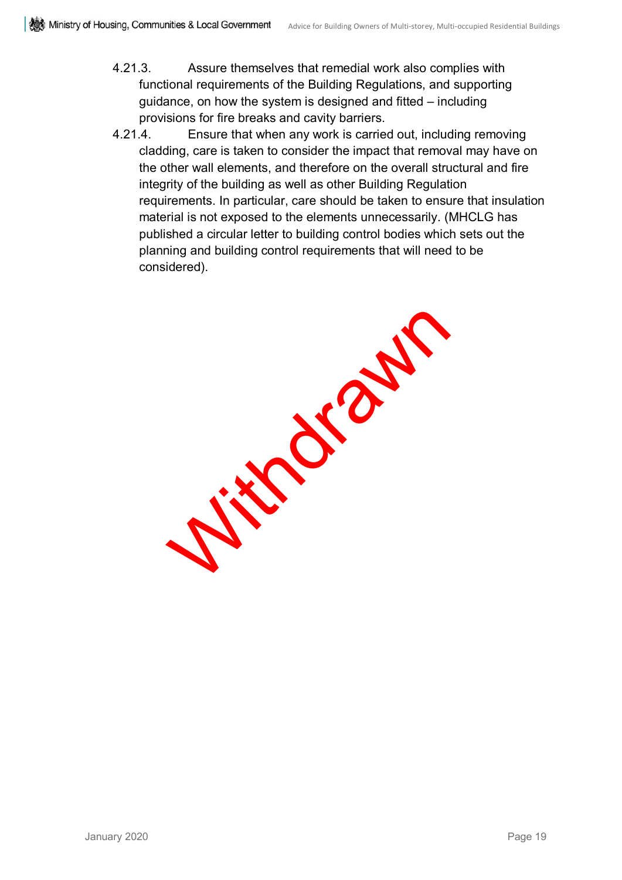4.21.3. Assure themselves that remedial work also complies with functional requirements of the Building Regulations, and supporting guidance, on how the system is designed and fitted – including provisions for fire breaks and cavity barriers.

4.21.4. Ensure that when any work is carried out, including removing cladding, care is taken to consider the impact that removal may have on the other wall elements, and therefore on the overall structural and fire integrity of the building as well as other Building Regulation requirements. In particular, care should be taken to ensure that insulation material is not exposed to the elements unnecessarily. (MHCLG has published a circular letter to building control bodies which sets out the planning and building control requirements that will need to be considered).

Withdrawn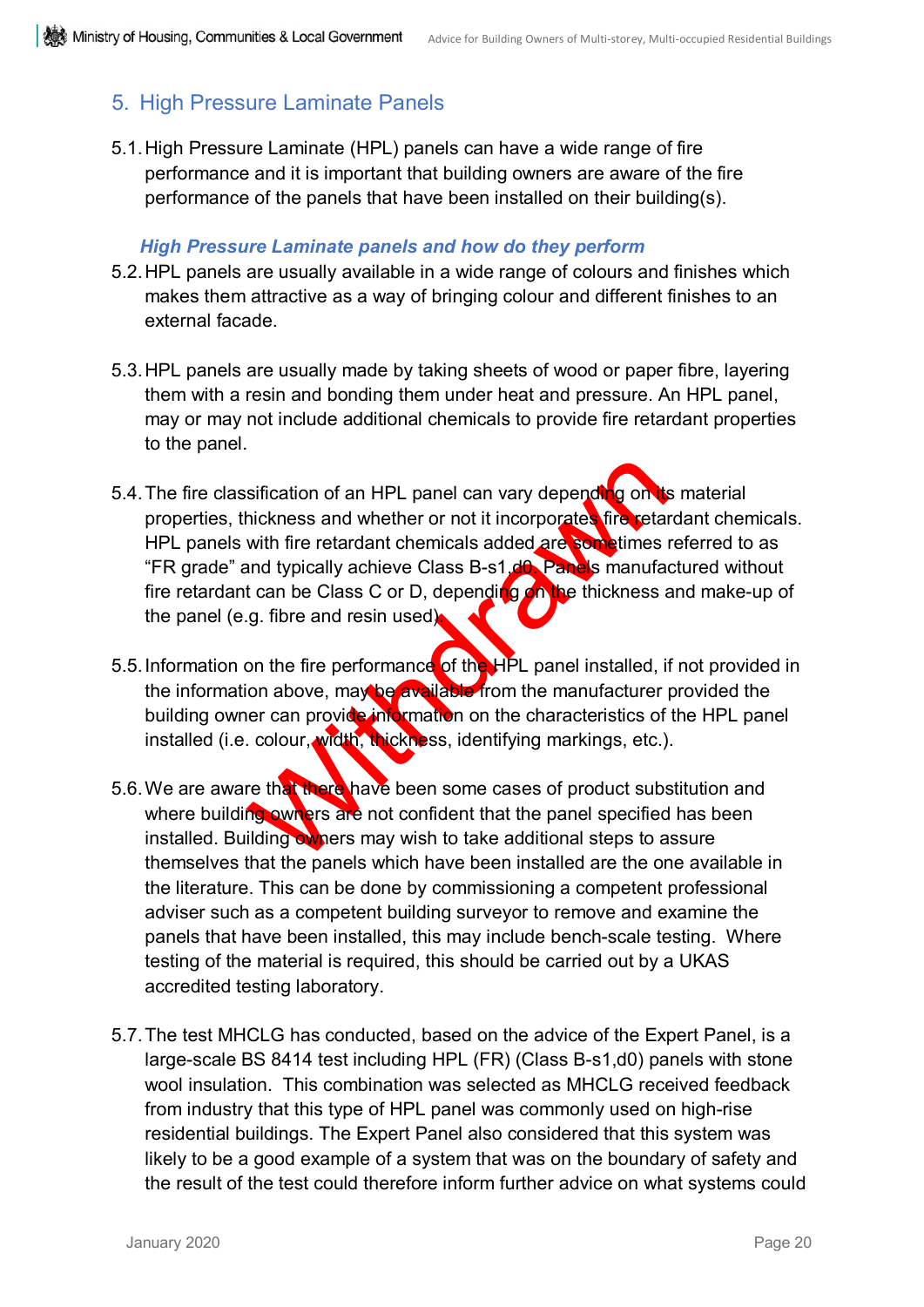## 5. High Pressure Laminate Panels

5.1. High Pressure Laminate (HPL) panels can have a wide range of fire performance and it is important that building owners are aware of the fire performance of the panels that have been installed on their building(s).

### *High Pressure Laminate panels and how do they perform*

5.2. HPL panels are usually available in a wide range of colours and finishes which makes them attractive as a way of bringing colour and different finishes to an external facade.

5.3. HPL panels are usually made by taking sheets of wood or paper fibre, layering them with a resin and bonding them under heat and pressure. An HPL panel, may or may not include additional chemicals to provide fire retardant properties to the panel.

5.4. The fire classification of an HPL panel can vary depending on its material properties, thickness and whether or not it incorporates fire retardant chemicals. HPL panels with fire retardant chemicals added are sometimes referred to as "FR grade" and typically achieve Class B-s1,d0. Panels manufactured without fire retardant can be Class C or D, depending on the thickness and make-up of the panel (e.g. fibre and resin used).

5.5. Information on the fire performance of the HPL panel installed, if not provided in the information above, may be available from the manufacturer provided the building owner can provide information on the characteristics of the HPL panel installed (i.e. colour, width, thickness, identifying markings, etc.).

5.6. We are aware that there have been some cases of product substitution and where building owners are not confident that the panel specified has been installed. Building owners may wish to take additional steps to assure themselves that the panels which have been installed are the one available in the literature. This can be done by commissioning a competent professional adviser such as a competent building surveyor to remove and examine the panels that have been installed, this may include bench-scale testing. Where testing of the material is required, this should be carried out by a UKAS accredited testing laboratory.

5.7. The test MHCLG has conducted, based on the advice of the Expert Panel, is a large-scale BS 8414 test including HPL (FR) (Class B-s1,d0) panels with stone wool insulation. This combination was selected as MHCLG received feedback from industry that this type of HPL panel was commonly used on high-rise residential buildings. The Expert Panel also considered that this system was likely to be a good example of a system that was on the boundary of safety and the result of the test could therefore inform further advice on what systems could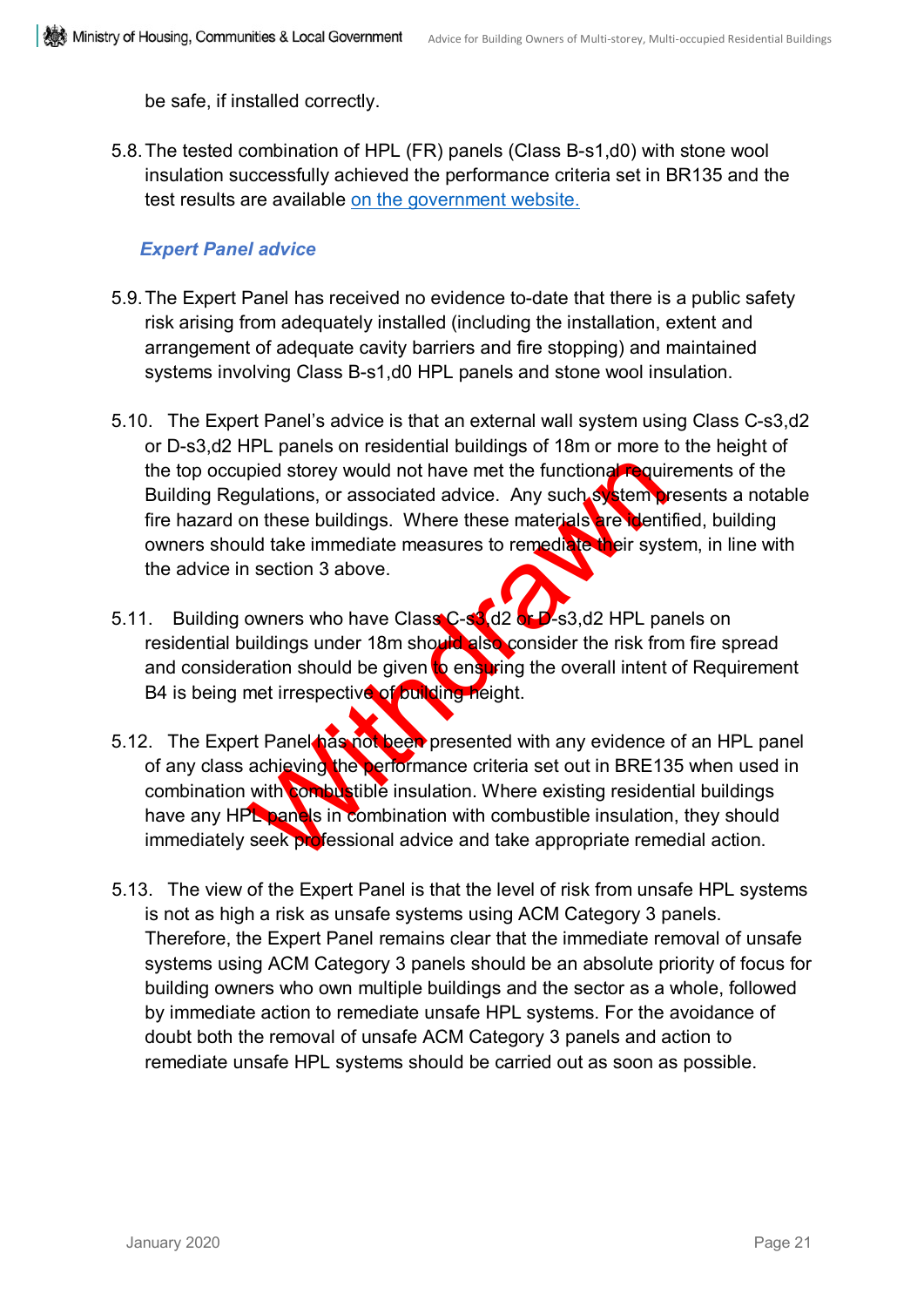be safe, if installed correctly.

5.8. The tested combination of HPL (FR) panels (Class B-s1,d0) with stone wool insulation successfully achieved the performance criteria set in BR135 and the test results are available [on the government website.]

### *Expert Panel advice*

5.9. The Expert Panel has received no evidence to-date that there is a public safety risk arising from adequately installed (including the installation, extent and arrangement of adequate cavity barriers and fire stopping) and maintained systems involving Class B-s1,d0 HPL panels and stone wool insulation.

5.10. The Expert Panel's advice is that an external wall system using Class C-s3,d2 or D-s3,d2 HPL panels on residential buildings of 18m or more to the height of the top occupied storey would not have met the functional requirements of the Building Regulations, or associated advice. Any such system presents a notable fire hazard on these buildings. Where these materials are identified, building owners should take immediate measures to remediate their system, in line with the advice in section 3 above.

5.11. Building owners who have Class C-s3,d2 or D-s3,d2 HPL panels on residential buildings under 18m should also consider the risk from fire spread and consideration should be given to ensuring the overall intent of Requirement B4 is being met irrespective of building height.

5.12. The Expert Panel has not been presented with any evidence of an HPL panel of any class achieving the performance criteria set out in BRE135 when used in combination with combustible insulation. Where existing residential buildings have any HPL panels in combination with combustible insulation, they should immediately seek professional advice and take appropriate remedial action.

5.13. The view of the Expert Panel is that the level of risk from unsafe HPL systems is not as high a risk as unsafe systems using ACM Category 3 panels. Therefore, the Expert Panel remains clear that the immediate removal of unsafe systems using ACM Category 3 panels should be an absolute priority of focus for building owners who own multiple buildings and the sector as a whole, followed by immediate action to remediate unsafe HPL systems. For the avoidance of doubt both the removal of unsafe ACM Category 3 panels and action to remediate unsafe HPL systems should be carried out as soon as possible.

Withdrawn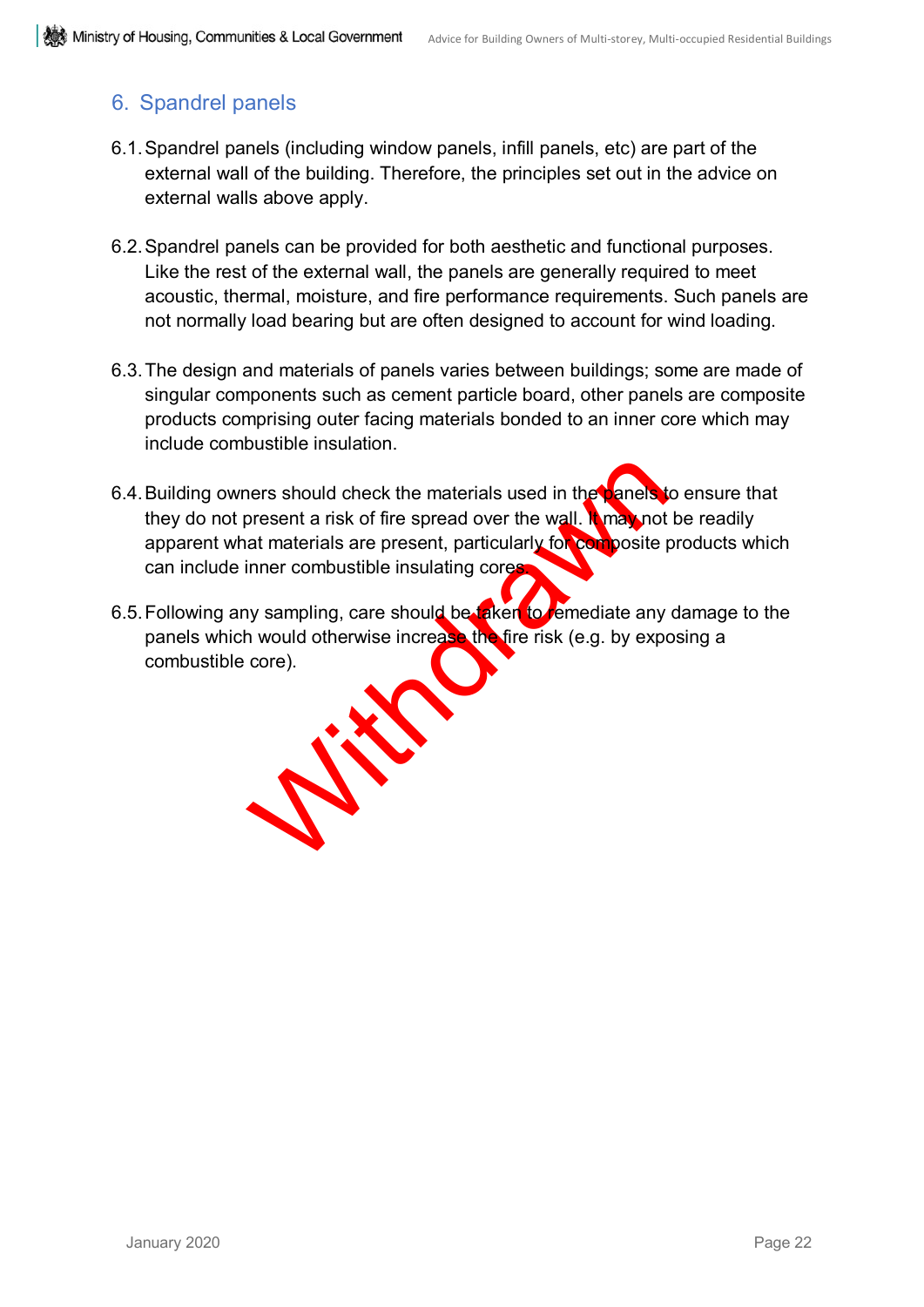## 6. Spandrel panels

6.1. Spandrel panels (including window panels, infill panels, etc) are part of the external wall of the building. Therefore, the principles set out in the advice on external walls above apply.

6.2. Spandrel panels can be provided for both aesthetic and functional purposes. Like the rest of the external wall, the panels are generally required to meet acoustic, thermal, moisture, and fire performance requirements. Such panels are not normally load bearing but are often designed to account for wind loading.

6.3. The design and materials of panels varies between buildings; some are made of singular components such as cement particle board, other panels are composite products comprising outer facing materials bonded to an inner core which may include combustible insulation.

6.4. Building owners should check the materials used in the panels to ensure that they do not present a risk of fire spread over the wall. It may not be readily apparent what materials are present, particularly for composite products which can include inner combustible insulating cores.

6.5. Following any sampling, care should be taken to remediate any damage to the panels which would otherwise increase the fire risk (e.g. by exposing a combustible core).

Withdrawn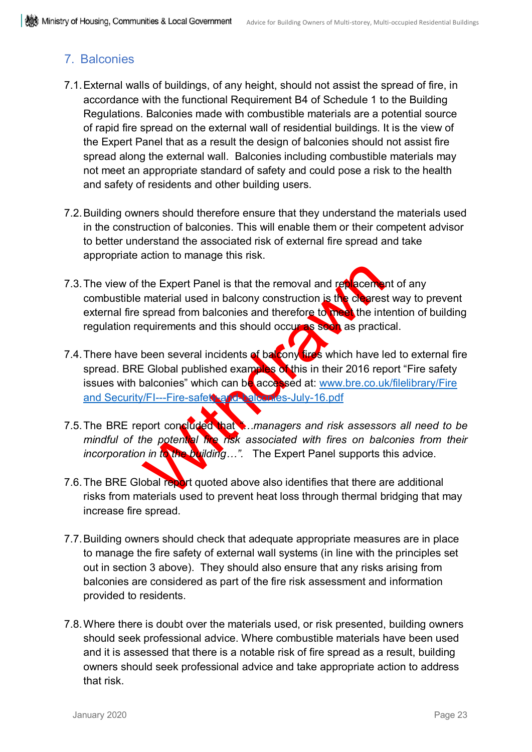## 7. Balconies

7.1. External walls of buildings, of any height, should not assist the spread of fire, in accordance with the functional Requirement B4 of Schedule 1 to the Building Regulations. Balconies made with combustible materials are a potential source of rapid fire spread on the external wall of residential buildings. It is the view of the Expert Panel that as a result the design of balconies should not assist fire spread along the external wall. Balconies including combustible materials may not meet an appropriate standard of safety and could pose a risk to the health and safety of residents and other building users.

7.2. Building owners should therefore ensure that they understand the materials used in the construction of balconies. This will enable them or their competent advisor to better understand the associated risk of external fire spread and take appropriate action to manage this risk.

7.3. The view of the Expert Panel is that the removal and replacement of any combustible material used in balcony construction is the clearest way to prevent external fire spread from balconies and therefore to meet the intention of building regulation requirements and this should occur as soon as practical.

7.4. There have been several incidents of balcony fires which have led to external fire spread. BRE Global published examples of this in their 2016 report "Fire safety issues with balconies" which can be accessed at: [www.bre.co.uk/filelibrary/Fire and Security/FI---Fire-safety-and-balconies-July-16.pdf](www.bre.co.uk/filelibrary/Fire and Security/FI---Fire-safety-and-balconies-July-16.pdf)

7.5. The BRE report concluded that *"…managers and risk assessors all need to be mindful of the potential fire risk associated with fires on balconies from their incorporation in to the building…".* The Expert Panel supports this advice.

7.6. The BRE Global report quoted above also identifies that there are additional risks from materials used to prevent heat loss through thermal bridging that may increase fire spread.

7.7. Building owners should check that adequate appropriate measures are in place to manage the fire safety of external wall systems (in line with the principles set out in section 3 above). They should also ensure that any risks arising from balconies are considered as part of the fire risk assessment and information provided to residents.

7.8. Where there is doubt over the materials used, or risk presented, building owners should seek professional advice. Where combustible materials have been used and it is assessed that there is a notable risk of fire spread as a result, building owners should seek professional advice and take appropriate action to address that risk.

Withdrawn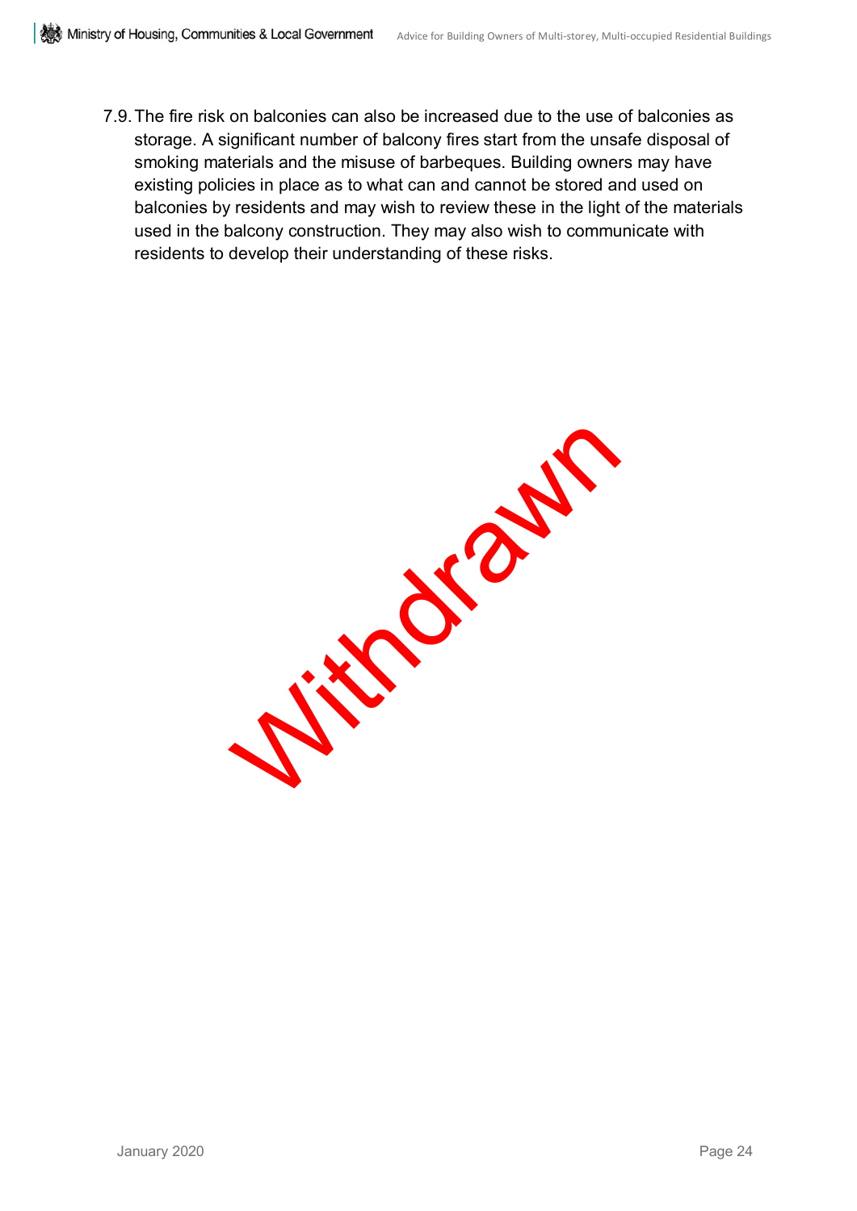7.9. The fire risk on balconies can also be increased due to the use of balconies as storage. A significant number of balcony fires start from the unsafe disposal of smoking materials and the misuse of barbeques. Building owners may have existing policies in place as to what can and cannot be stored and used on balconies by residents and may wish to review these in the light of the materials used in the balcony construction. They may also wish to communicate with residents to develop their understanding of these risks.

Withdrawn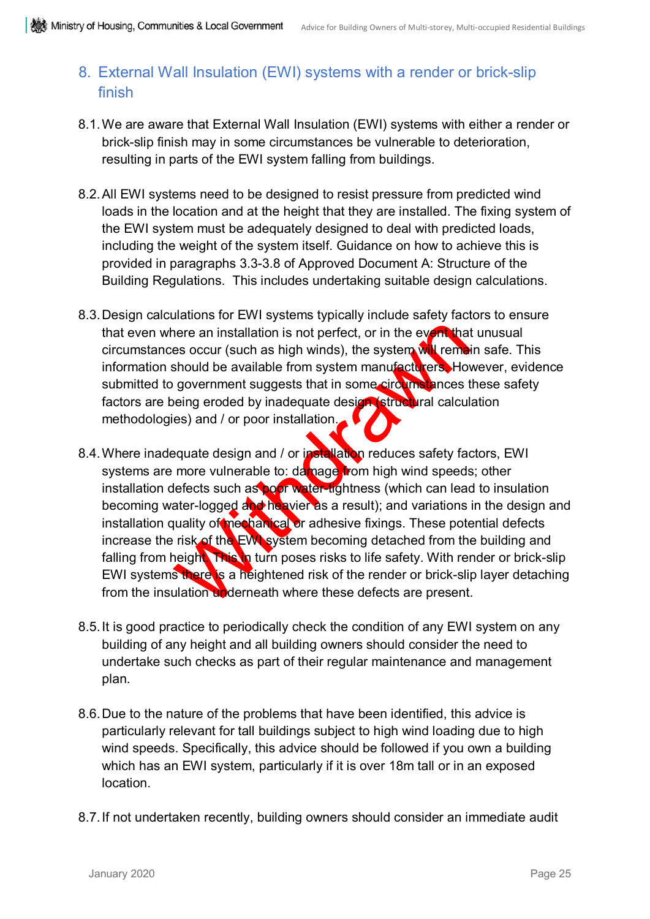## 8. External Wall Insulation (EWI) systems with a render or brick-slip finish

8.1. We are aware that External Wall Insulation (EWI) systems with either a render or brick-slip finish may in some circumstances be vulnerable to deterioration, resulting in parts of the EWI system falling from buildings.

8.2. All EWI systems need to be designed to resist pressure from predicted wind loads in the location and at the height that they are installed. The fixing system of the EWI system must be adequately designed to deal with predicted loads, including the weight of the system itself. Guidance on how to achieve this is provided in paragraphs 3.3-3.8 of Approved Document A: Structure of the Building Regulations. This includes undertaking suitable design calculations.

8.3. Design calculations for EWI systems typically include safety factors to ensure that even where an installation is not perfect, or in the event that unusual circumstances occur (such as high winds), the system will remain safe. This information should be available from system manufacturers. However, evidence submitted to government suggests that in some circumstances these safety factors are being eroded by inadequate design (structural calculation methodologies) and / or poor installation.

8.4. Where inadequate design and / or installation reduces safety factors, EWI systems are more vulnerable to: damage from high wind speeds; other installation defects such as poor water-tightness (which can lead to insulation becoming water-logged and heavier as a result); and variations in the design and installation quality of mechanical or adhesive fixings. These potential defects increase the risk of the EWI system becoming detached from the building and falling from height. This in turn poses risks to life safety. With render or brick-slip EWI systems there is a heightened risk of the render or brick-slip layer detaching from the insulation underneath where these defects are present.

8.5. It is good practice to periodically check the condition of any EWI system on any building of any height and all building owners should consider the need to undertake such checks as part of their regular maintenance and management plan.

8.6. Due to the nature of the problems that have been identified, this advice is particularly relevant for tall buildings subject to high wind loading due to high wind speeds. Specifically, this advice should be followed if you own a building which has an EWI system, particularly if it is over 18m tall or in an exposed location.

8.7. If not undertaken recently, building owners should consider an immediate audit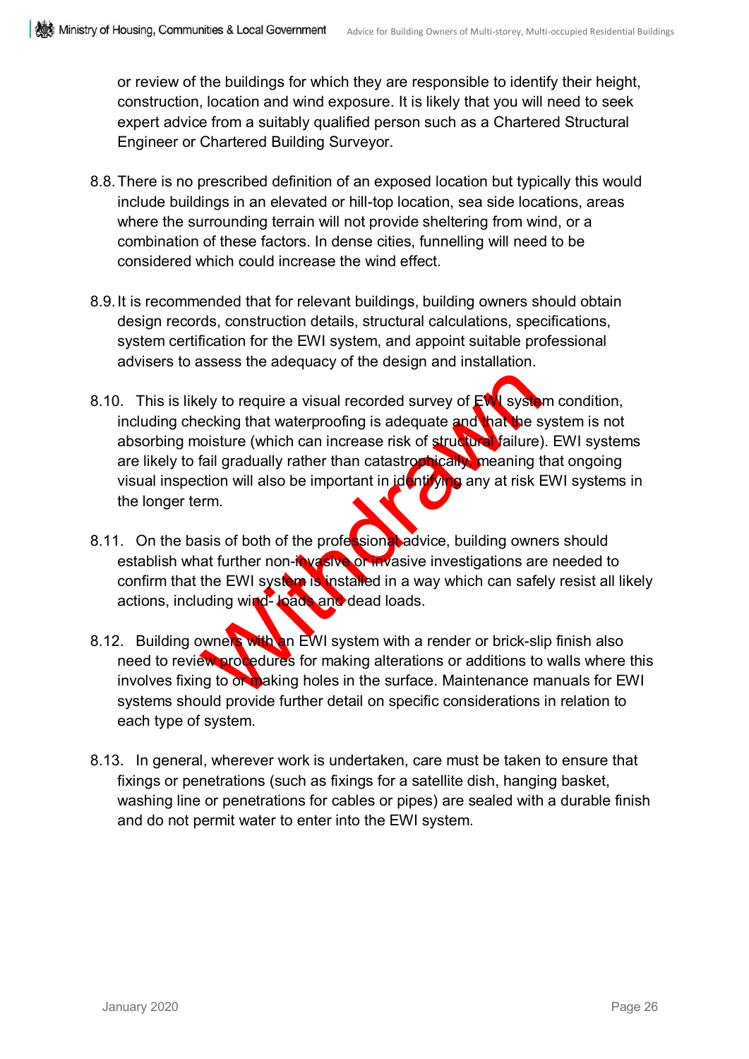or review of the buildings for which they are responsible to identify their height, construction, location and wind exposure. It is likely that you will need to seek expert advice from a suitably qualified person such as a Chartered Structural Engineer or Chartered Building Surveyor.

8.8. There is no prescribed definition of an exposed location but typically this would include buildings in an elevated or hill-top location, sea side locations, areas where the surrounding terrain will not provide sheltering from wind, or a combination of these factors. In dense cities, funnelling will need to be considered which could increase the wind effect.

8.9. It is recommended that for relevant buildings, building owners should obtain design records, construction details, structural calculations, specifications, system certification for the EWI system, and appoint suitable professional advisers to assess the adequacy of the design and installation.

8.10. This is likely to require a visual recorded survey of EWI system condition, including checking that waterproofing is adequate and that the system is not absorbing moisture (which can increase risk of structural failure). EWI systems are likely to fail gradually rather than catastrophically, meaning that ongoing visual inspection will also be important in identifying any at risk EWI systems in the longer term.

8.11. On the basis of both of the professional advice, building owners should establish what further non-invasive or invasive investigations are needed to confirm that the EWI system is installed in a way which can safely resist all likely actions, including wind- loads and dead loads.

8.12. Building owners with an EWI system with a render or brick-slip finish also need to review procedures for making alterations or additions to walls where this involves fixing to or making holes in the surface. Maintenance manuals for EWI systems should provide further detail on specific considerations in relation to each type of system.

8.13. In general, wherever work is undertaken, care must be taken to ensure that fixings or penetrations (such as fixings for a satellite dish, hanging basket, washing line or penetrations for cables or pipes) are sealed with a durable finish and do not permit water to enter into the EWI system.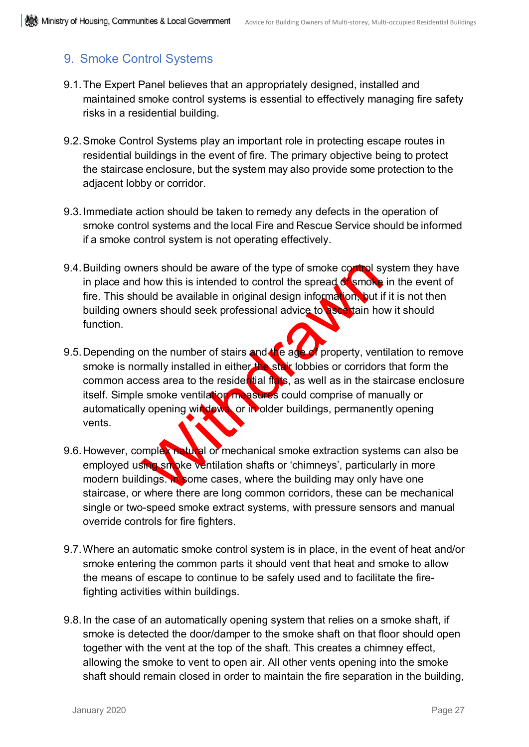## 9. Smoke Control Systems

9.1. The Expert Panel believes that an appropriately designed, installed and maintained smoke control systems is essential to effectively managing fire safety risks in a residential building.

9.2. Smoke Control Systems play an important role in protecting escape routes in residential buildings in the event of fire. The primary objective being to protect the staircase enclosure, but the system may also provide some protection to the adjacent lobby or corridor.

9.3. Immediate action should be taken to remedy any defects in the operation of smoke control systems and the local Fire and Rescue Service should be informed if a smoke control system is not operating effectively.

9.4. Building owners should be aware of the type of smoke control system they have in place and how this is intended to control the spread of smoke in the event of fire. This should be available in original design information, but if it is not then building owners should seek professional advice to ascertain how it should function.

9.5. Depending on the number of stairs and the age of property, ventilation to remove smoke is normally installed in either the stair lobbies or corridors that form the common access area to the residential flats, as well as in the staircase enclosure itself. Simple smoke ventilation measures could comprise of manually or automatically opening windows, or in older buildings, permanently opening vents.

9.6. However, complex natural or mechanical smoke extraction systems can also be employed using smoke ventilation shafts or 'chimneys', particularly in more modern buildings. In some cases, where the building may only have one staircase, or where there are long common corridors, these can be mechanical single or two-speed smoke extract systems, with pressure sensors and manual override controls for fire fighters.

9.7. Where an automatic smoke control system is in place, in the event of heat and/or smoke entering the common parts it should vent that heat and smoke to allow the means of escape to continue to be safely used and to facilitate the fire-fighting activities within buildings.

9.8. In the case of an automatically opening system that relies on a smoke shaft, if smoke is detected the door/damper to the smoke shaft on that floor should open together with the vent at the top of the shaft. This creates a chimney effect, allowing the smoke to vent to open air. All other vents opening into the smoke shaft should remain closed in order to maintain the fire separation in the building,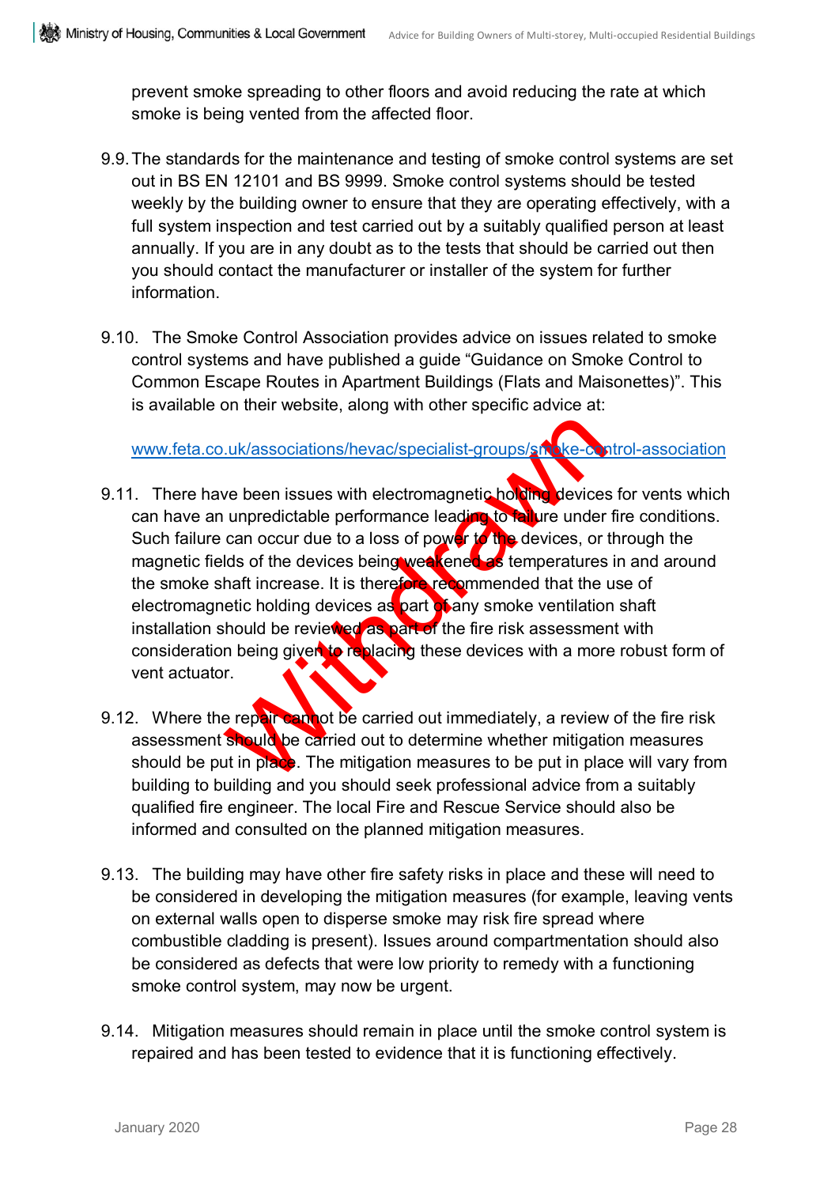prevent smoke spreading to other floors and avoid reducing the rate at which smoke is being vented from the affected floor.

9.9. The standards for the maintenance and testing of smoke control systems are set out in BS EN 12101 and BS 9999. Smoke control systems should be tested weekly by the building owner to ensure that they are operating effectively, with a full system inspection and test carried out by a suitably qualified person at least annually. If you are in any doubt as to the tests that should be carried out then you should contact the manufacturer or installer of the system for further information.

9.10. The Smoke Control Association provides advice on issues related to smoke control systems and have published a guide "Guidance on Smoke Control to Common Escape Routes in Apartment Buildings (Flats and Maisonettes)". This is available on their website, along with other specific advice at:

www.feta.co.uk/associations/hevac/specialist-groups/smoke-control-association

9.11. There have been issues with electromagnetic holding devices for vents which can have an unpredictable performance leading to failure under fire conditions. Such failure can occur due to a loss of power to the devices, or through the magnetic fields of the devices being weakened as temperatures in and around the smoke shaft increase. It is therefore recommended that the use of electromagnetic holding devices as part of any smoke ventilation shaft installation should be reviewed as part of the fire risk assessment with consideration being given to replacing these devices with a more robust form of vent actuator.

9.12. Where the repair cannot be carried out immediately, a review of the fire risk assessment should be carried out to determine whether mitigation measures should be put in place. The mitigation measures to be put in place will vary from building to building and you should seek professional advice from a suitably qualified fire engineer. The local Fire and Rescue Service should also be informed and consulted on the planned mitigation measures.

9.13. The building may have other fire safety risks in place and these will need to be considered in developing the mitigation measures (for example, leaving vents on external walls open to disperse smoke may risk fire spread where combustible cladding is present). Issues around compartmentation should also be considered as defects that were low priority to remedy with a functioning smoke control system, may now be urgent.

9.14. Mitigation measures should remain in place until the smoke control system is repaired and has been tested to evidence that it is functioning effectively.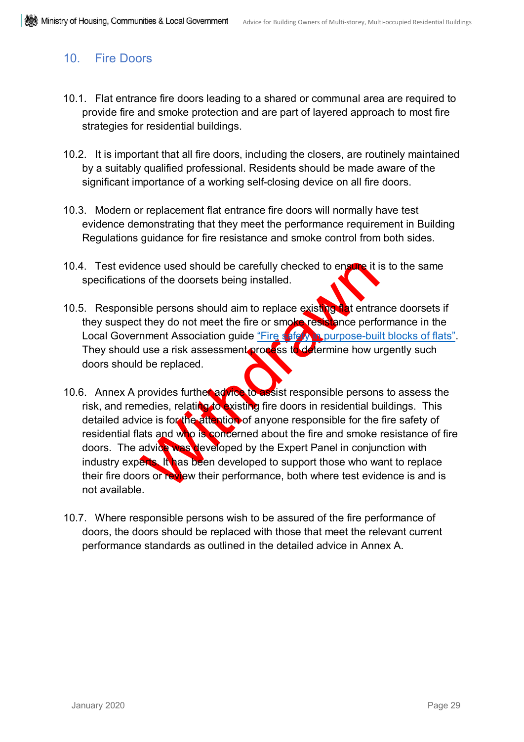## 10. Fire Doors

10.1. Flat entrance fire doors leading to a shared or communal area are required to provide fire and smoke protection and are part of layered approach to most fire strategies for residential buildings.

10.2. It is important that all fire doors, including the closers, are routinely maintained by a suitably qualified professional. Residents should be made aware of the significant importance of a working self-closing device on all fire doors.

10.3. Modern or replacement flat entrance fire doors will normally have test evidence demonstrating that they meet the performance requirement in Building Regulations guidance for fire resistance and smoke control from both sides.

10.4. Test evidence used should be carefully checked to ensure it is to the same specifications of the doorsets being installed.

10.5. Responsible persons should aim to replace existing flat entrance doorsets if they suspect they do not meet the fire or smoke resistance performance in the Local Government Association guide "Fire safety in purpose-built blocks of flats". They should use a risk assessment process to determine how urgently such doors should be replaced.

10.6. Annex A provides further advice to assist responsible persons to assess the risk, and remedies, relating to existing fire doors in residential buildings. This detailed advice is for the attention of anyone responsible for the fire safety of residential flats and who is concerned about the fire and smoke resistance of fire doors. The advice was developed by the Expert Panel in conjunction with industry experts. It has been developed to support those who want to replace their fire doors or review their performance, both where test evidence is and is not available.

10.7. Where responsible persons wish to be assured of the fire performance of doors, the doors should be replaced with those that meet the relevant current performance standards as outlined in the detailed advice in Annex A.

Withdrawn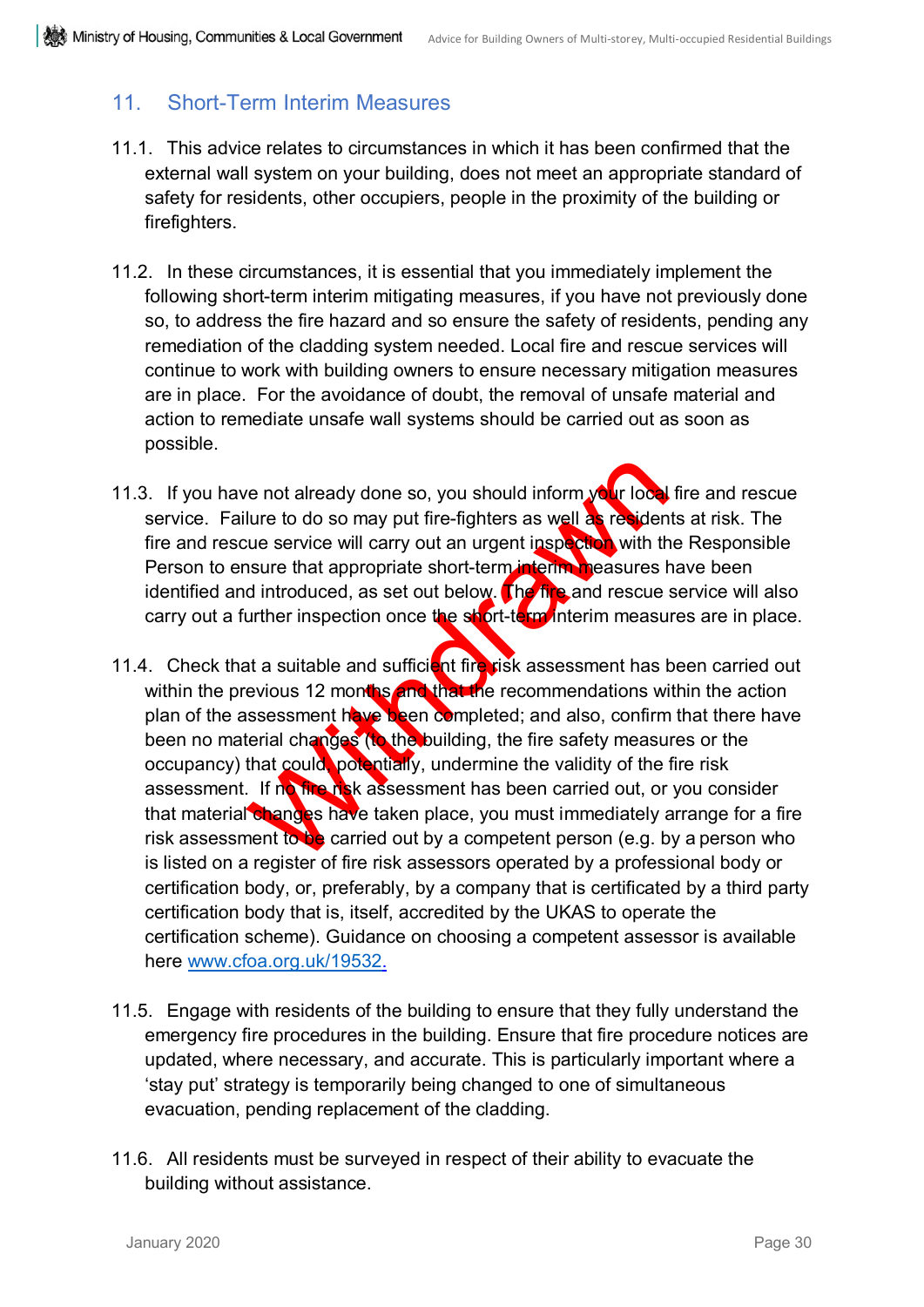## 11. Short-Term Interim Measures

11.1. This advice relates to circumstances in which it has been confirmed that the external wall system on your building, does not meet an appropriate standard of safety for residents, other occupiers, people in the proximity of the building or firefighters.

11.2. In these circumstances, it is essential that you immediately implement the following short-term interim mitigating measures, if you have not previously done so, to address the fire hazard and so ensure the safety of residents, pending any remediation of the cladding system needed. Local fire and rescue services will continue to work with building owners to ensure necessary mitigation measures are in place. For the avoidance of doubt, the removal of unsafe material and action to remediate unsafe wall systems should be carried out as soon as possible.

11.3. If you have not already done so, you should inform your local fire and rescue service. Failure to do so may put fire-fighters as well as residents at risk. The fire and rescue service will carry out an urgent inspection with the Responsible Person to ensure that appropriate short-term interim measures have been identified and introduced, as set out below. The fire and rescue service will also carry out a further inspection once the short-term interim measures are in place.

11.4. Check that a suitable and sufficient fire risk assessment has been carried out within the previous 12 months and that the recommendations within the action plan of the assessment have been completed; and also, confirm that there have been no material changes (to the building, the fire safety measures or the occupancy) that could, potentially, undermine the validity of the fire risk assessment. If no fire risk assessment has been carried out, or you consider that material changes have taken place, you must immediately arrange for a fire risk assessment to be carried out by a competent person (e.g. by a person who is listed on a register of fire risk assessors operated by a professional body or certification body, or, preferably, by a company that is certificated by a third party certification body that is, itself, accredited by the UKAS to operate the certification scheme). Guidance on choosing a competent assessor is available here [www.cfoa.org.uk/19532.](www.cfoa.org.uk/19532)

11.5. Engage with residents of the building to ensure that they fully understand the emergency fire procedures in the building. Ensure that fire procedure notices are updated, where necessary, and accurate. This is particularly important where a 'stay put' strategy is temporarily being changed to one of simultaneous evacuation, pending replacement of the cladding.

11.6. All residents must be surveyed in respect of their ability to evacuate the building without assistance.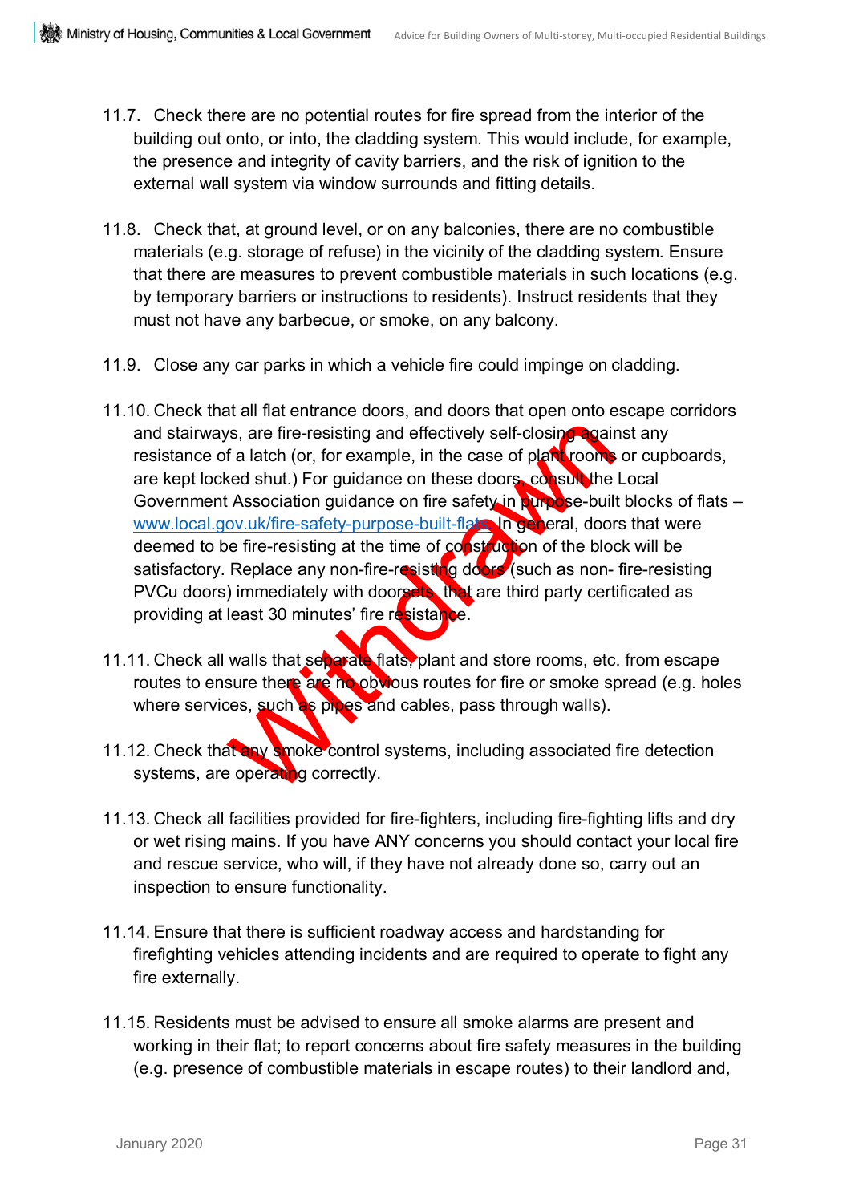11.7. Check there are no potential routes for fire spread from the interior of the building out onto, or into, the cladding system. This would include, for example, the presence and integrity of cavity barriers, and the risk of ignition to the external wall system via window surrounds and fitting details.

11.8. Check that, at ground level, or on any balconies, there are no combustible materials (e.g. storage of refuse) in the vicinity of the cladding system. Ensure that there are measures to prevent combustible materials in such locations (e.g. by temporary barriers or instructions to residents). Instruct residents that they must not have any barbecue, or smoke, on any balcony.

11.9. Close any car parks in which a vehicle fire could impinge on cladding.

11.10. Check that all flat entrance doors, and doors that open onto escape corridors and stairways, are fire-resisting and effectively self-closing against any resistance of a latch (or, for example, in the case of plant rooms or cupboards, are kept locked shut.) For guidance on these doors, consult the Local Government Association guidance on fire safety in purpose-built blocks of flats – www.local.gov.uk/fire-safety-purpose-built-flats. In general, doors that were deemed to be fire-resisting at the time of construction of the block will be satisfactory. Replace any non-fire-resisting doors (such as non- fire-resisting PVCu doors) immediately with doorsets that are third party certificated as providing at least 30 minutes' fire resistance.

11.11. Check all walls that separate flats, plant and store rooms, etc. from escape routes to ensure there are no obvious routes for fire or smoke spread (e.g. holes where services, such as pipes and cables, pass through walls).

11.12. Check that any smoke control systems, including associated fire detection systems, are operating correctly.

11.13. Check all facilities provided for fire-fighters, including fire-fighting lifts and dry or wet rising mains. If you have ANY concerns you should contact your local fire and rescue service, who will, if they have not already done so, carry out an inspection to ensure functionality.

11.14. Ensure that there is sufficient roadway access and hardstanding for firefighting vehicles attending incidents and are required to operate to fight any fire externally.

11.15. Residents must be advised to ensure all smoke alarms are present and working in their flat; to report concerns about fire safety measures in the building (e.g. presence of combustible materials in escape routes) to their landlord and,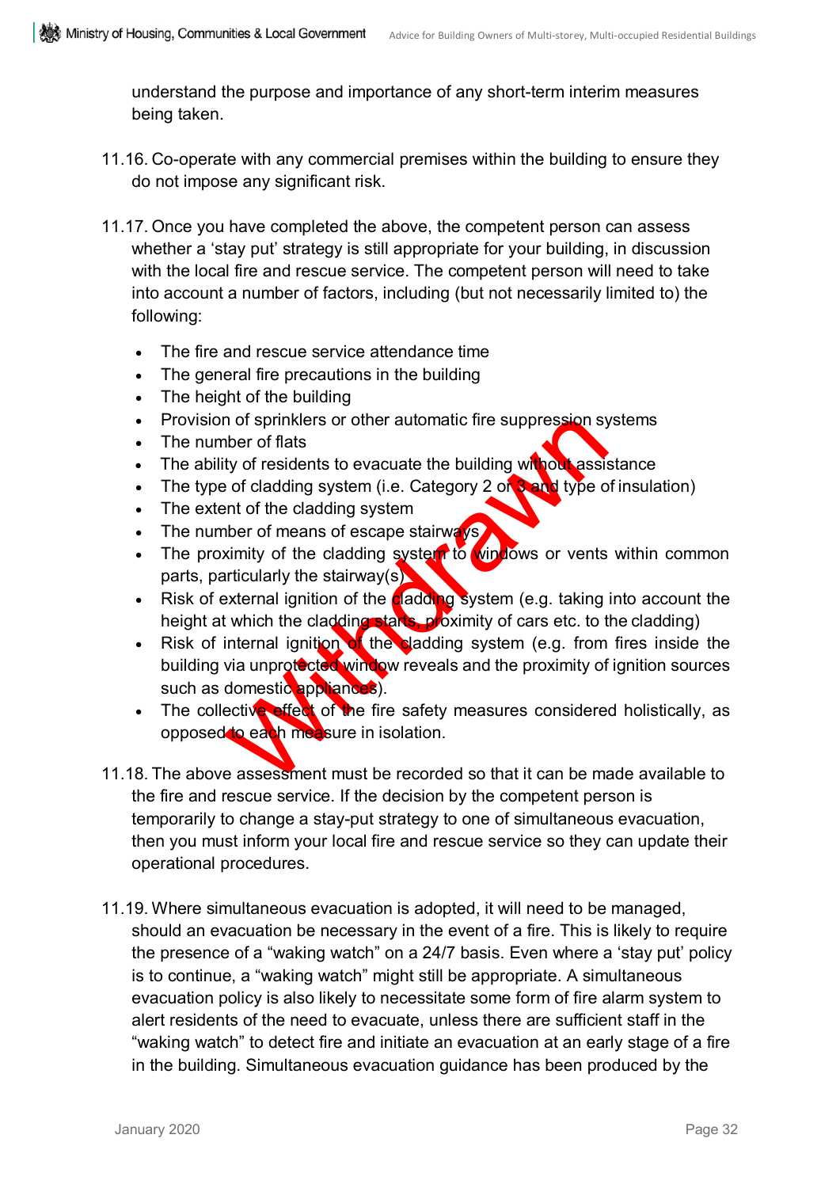understand the purpose and importance of any short-term interim measures being taken.

11.16. Co-operate with any commercial premises within the building to ensure they do not impose any significant risk.

11.17. Once you have completed the above, the competent person can assess whether a 'stay put' strategy is still appropriate for your building, in discussion with the local fire and rescue service. The competent person will need to take into account a number of factors, including (but not necessarily limited to) the following:

- The fire and rescue service attendance time
- The general fire precautions in the building
- The height of the building
- Provision of sprinklers or other automatic fire suppression systems
- The number of flats
- The ability of residents to evacuate the building without assistance
- The type of cladding system (i.e. Category 2 or 3 and type of insulation)
- The extent of the cladding system
- The number of means of escape stairways
- The proximity of the cladding system to windows or vents within common parts, particularly the stairway(s)
- Risk of external ignition of the cladding system (e.g. taking into account the height at which the cladding starts, proximity of cars etc. to the cladding)
- Risk of internal ignition of the cladding system (e.g. from fires inside the building via unprotected window reveals and the proximity of ignition sources such as domestic appliances).
- The collective effect of the fire safety measures considered holistically, as opposed to each measure in isolation.

Withdrawn

11.18. The above assessment must be recorded so that it can be made available to the fire and rescue service. If the decision by the competent person is temporarily to change a stay-put strategy to one of simultaneous evacuation, then you must inform your local fire and rescue service so they can update their operational procedures.

11.19. Where simultaneous evacuation is adopted, it will need to be managed, should an evacuation be necessary in the event of a fire. This is likely to require the presence of a "waking watch" on a 24/7 basis. Even where a 'stay put' policy is to continue, a "waking watch" might still be appropriate. A simultaneous evacuation policy is also likely to necessitate some form of fire alarm system to alert residents of the need to evacuate, unless there are sufficient staff in the "waking watch" to detect fire and initiate an evacuation at an early stage of a fire in the building. Simultaneous evacuation guidance has been produced by the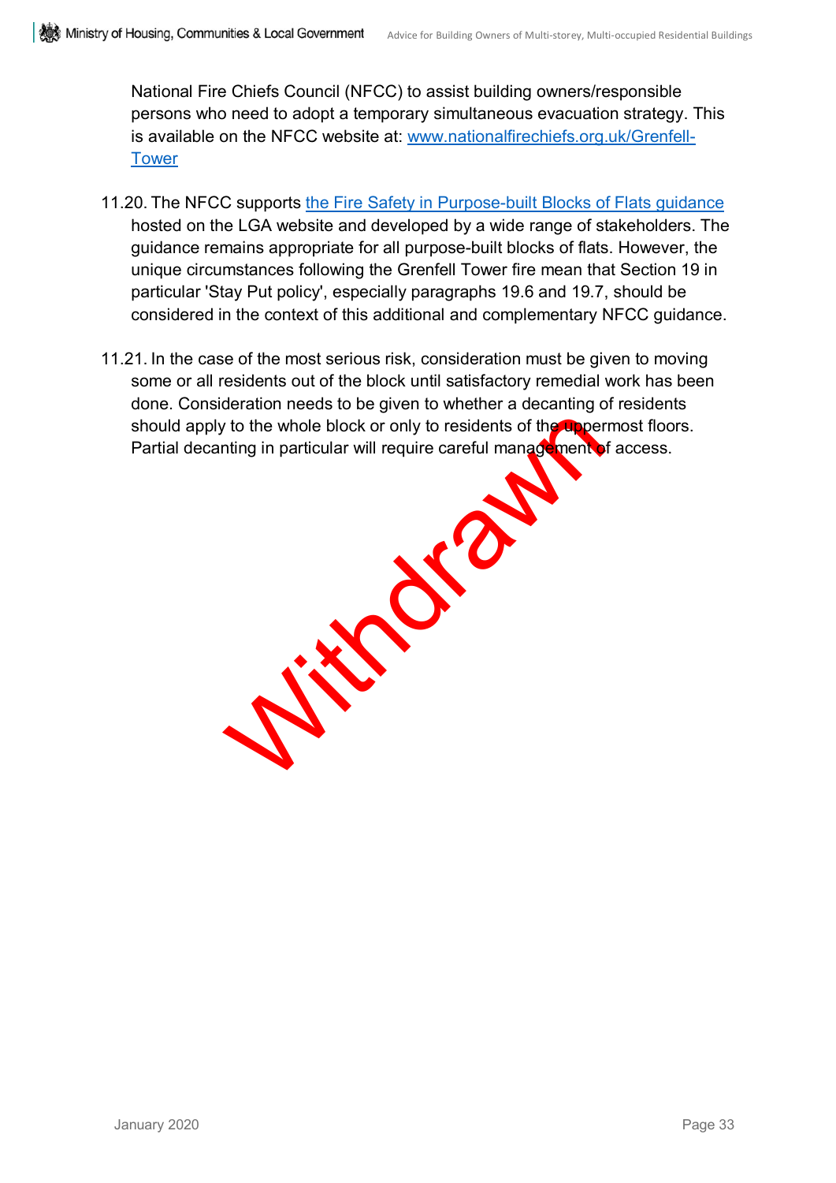National Fire Chiefs Council (NFCC) to assist building owners/responsible persons who need to adopt a temporary simultaneous evacuation strategy. This is available on the NFCC website at: [www.nationalfirechiefs.org.uk/Grenfell-Tower](http://www.nationalfirechiefs.org.uk/Grenfell-Tower)

11.20. The NFCC supports the Fire Safety in Purpose-built Blocks of Flats guidance hosted on the LGA website and developed by a wide range of stakeholders. The guidance remains appropriate for all purpose-built blocks of flats. However, the unique circumstances following the Grenfell Tower fire mean that Section 19 in particular 'Stay Put policy', especially paragraphs 19.6 and 19.7, should be considered in the context of this additional and complementary NFCC guidance.

11.21. In the case of the most serious risk, consideration must be given to moving some or all residents out of the block until satisfactory remedial work has been done. Consideration needs to be given to whether a decanting of residents should apply to the whole block or only to residents of the uppermost floors. Partial decanting in particular will require careful management of access.

Withdrawn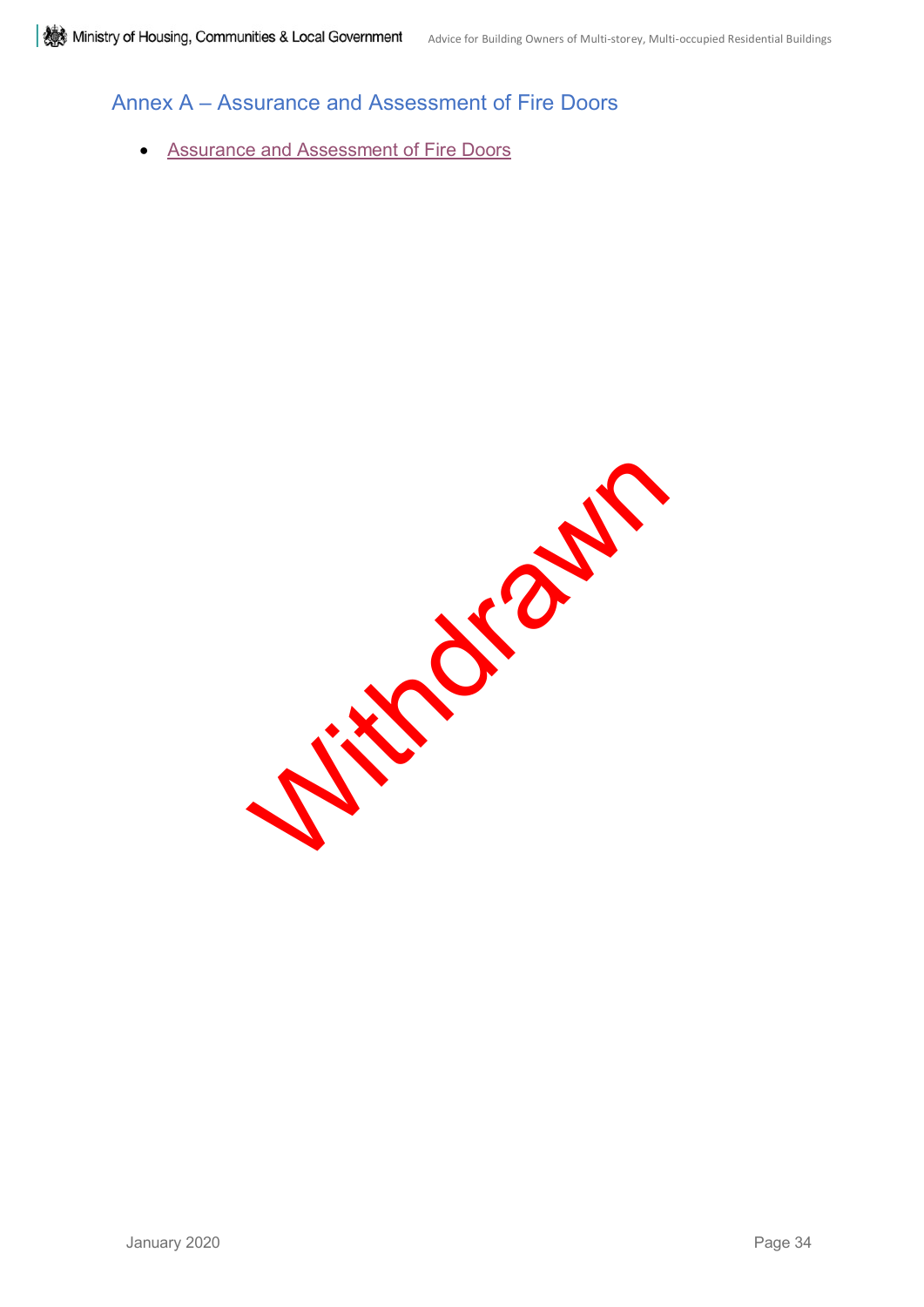## Annex A – Assurance and Assessment of Fire Doors

- Assurance and Assessment of Fire Doors

Withdrawn